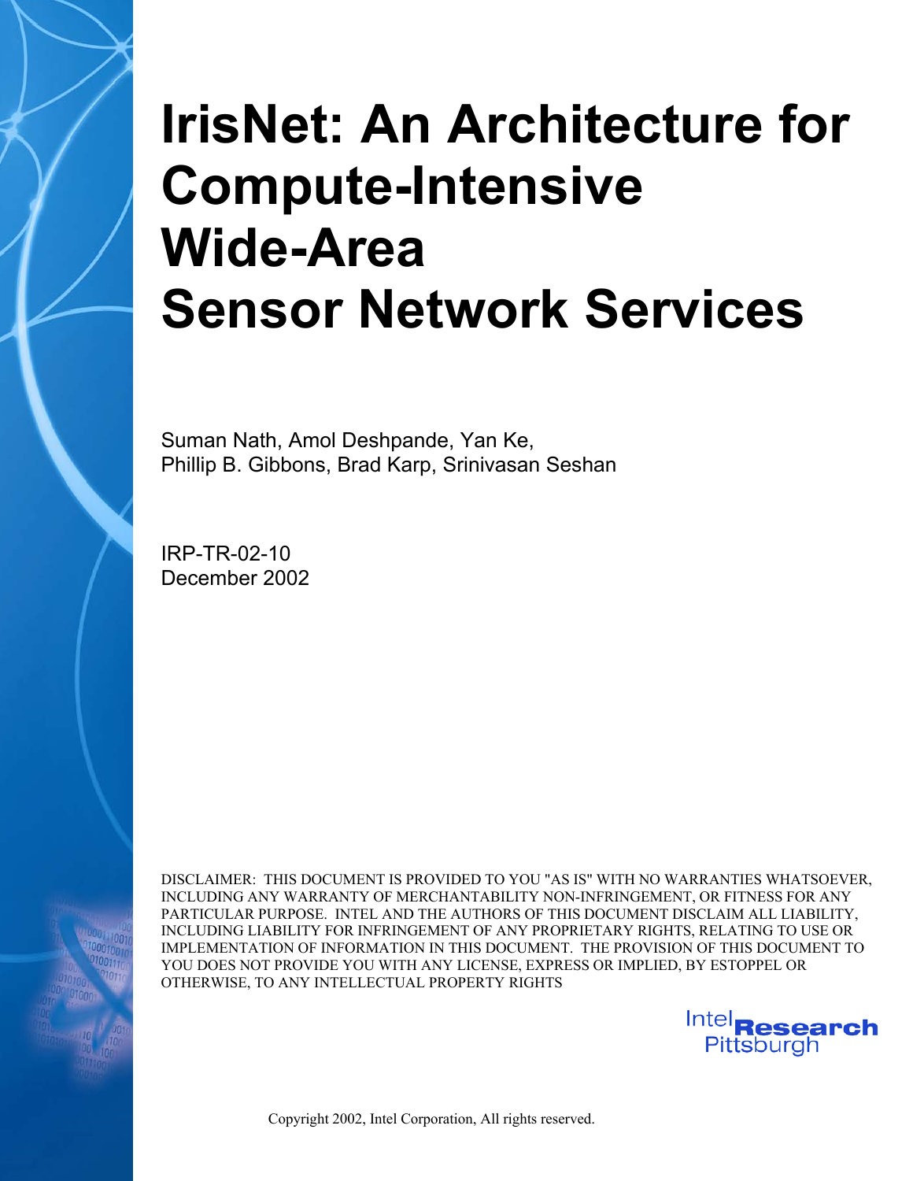# IrisNet: An Architecture for Compute-Intensive Wide-Area Sensor Network Services

Suman Nath, Amol Deshpande, Yan Ke,
Phillip B. Gibbons, Brad Karp, Srinivasan Seshan

IRP-TR-02-10
December 2002

DISCLAIMER: THIS DOCUMENT IS PROVIDED TO YOU "AS IS" WITH NO WARRANTIES WHATSOEVER, INCLUDING ANY WARRANTY OF MERCHANTABILITY NON-INFRINGEMENT, OR FITNESS FOR ANY PARTICULAR PURPOSE. INTEL AND THE AUTHORS OF THIS DOCUMENT DISCLAIM ALL LIABILITY, INCLUDING LIABILITY FOR INFRINGEMENT OF ANY PROPRIETARY RIGHTS, RELATING TO USE OR IMPLEMENTATION OF INFORMATION IN THIS DOCUMENT. THE PROVISION OF THIS DOCUMENT TO YOU DOES NOT PROVIDE YOU WITH ANY LICENSE, EXPRESS OR IMPLIED, BY ESTOPPEL OR OTHERWISE, TO ANY INTELLECTUAL PROPERTY RIGHTS

Intel Research Pittsburgh

Copyright 2002, Intel Corporation, All rights reserved.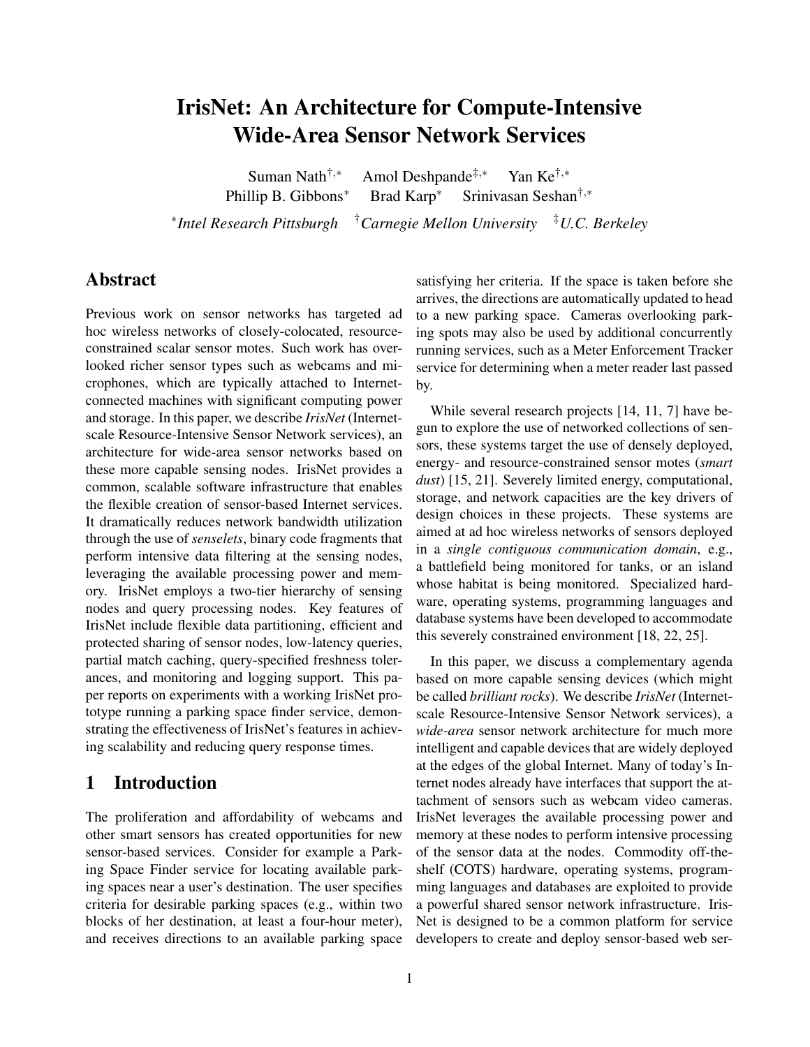# IrisNet: An Architecture for Compute-Intensive Wide-Area Sensor Network Services

Suman Nath[†,*] Amol Deshpande[‡,*] Yan Ke[†,*]
Phillip B. Gibbons[*] Brad Karp[*] Srinivasan Seshan[†,*]

[*]*Intel Research Pittsburgh* [†]*Carnegie Mellon University* [‡]*U.C. Berkeley*

## Abstract

Previous work on sensor networks has targeted ad hoc wireless networks of closely-colocated, resource-constrained scalar sensor motes. Such work has overlooked richer sensor types such as webcams and microphones, which are typically attached to Internet-connected machines with significant computing power and storage. In this paper, we describe *IrisNet* (Internet-scale Resource-Intensive Sensor Network services), an architecture for wide-area sensor networks based on these more capable sensing nodes. IrisNet provides a common, scalable software infrastructure that enables the flexible creation of sensor-based Internet services. It dramatically reduces network bandwidth utilization through the use of *senselets*, binary code fragments that perform intensive data filtering at the sensing nodes, leveraging the available processing power and memory. IrisNet employs a two-tier hierarchy of sensing nodes and query processing nodes. Key features of IrisNet include flexible data partitioning, efficient and protected sharing of sensor nodes, low-latency queries, partial match caching, query-specified freshness tolerances, and monitoring and logging support. This paper reports on experiments with a working IrisNet prototype running a parking space finder service, demonstrating the effectiveness of IrisNet's features in achieving scalability and reducing query response times.

## 1 Introduction

The proliferation and affordability of webcams and other smart sensors has created opportunities for new sensor-based services. Consider for example a Parking Space Finder service for locating available parking spaces near a user's destination. The user specifies criteria for desirable parking spaces (e.g., within two blocks of her destination, at least a four-hour meter), and receives directions to an available parking space satisfying her criteria. If the space is taken before she arrives, the directions are automatically updated to head to a new parking space. Cameras overlooking parking spots may also be used by additional concurrently running services, such as a Meter Enforcement Tracker service for determining when a meter reader last passed by.

While several research projects [14, 11, 7] have begun to explore the use of networked collections of sensors, these systems target the use of densely deployed, energy- and resource-constrained sensor motes (*smart dust*) [15, 21]. Severely limited energy, computational, storage, and network capacities are the key drivers of design choices in these projects. These systems are aimed at ad hoc wireless networks of sensors deployed in a *single contiguous communication domain*, e.g., a battlefield being monitored for tanks, or an island whose habitat is being monitored. Specialized hardware, operating systems, programming languages and database systems have been developed to accommodate this severely constrained environment [18, 22, 25].

In this paper, we discuss a complementary agenda based on more capable sensing devices (which might be called *brilliant rocks*). We describe *IrisNet* (Internet-scale Resource-Intensive Sensor Network services), a *wide-area* sensor network architecture for much more intelligent and capable devices that are widely deployed at the edges of the global Internet. Many of today's Internet nodes already have interfaces that support the attachment of sensors such as webcam video cameras. IrisNet leverages the available processing power and memory at these nodes to perform intensive processing of the sensor data at the nodes. Commodity off-the-shelf (COTS) hardware, operating systems, programming languages and databases are exploited to provide a powerful shared sensor network infrastructure. IrisNet is designed to be a common platform for service developers to create and deploy sensor-based web ser-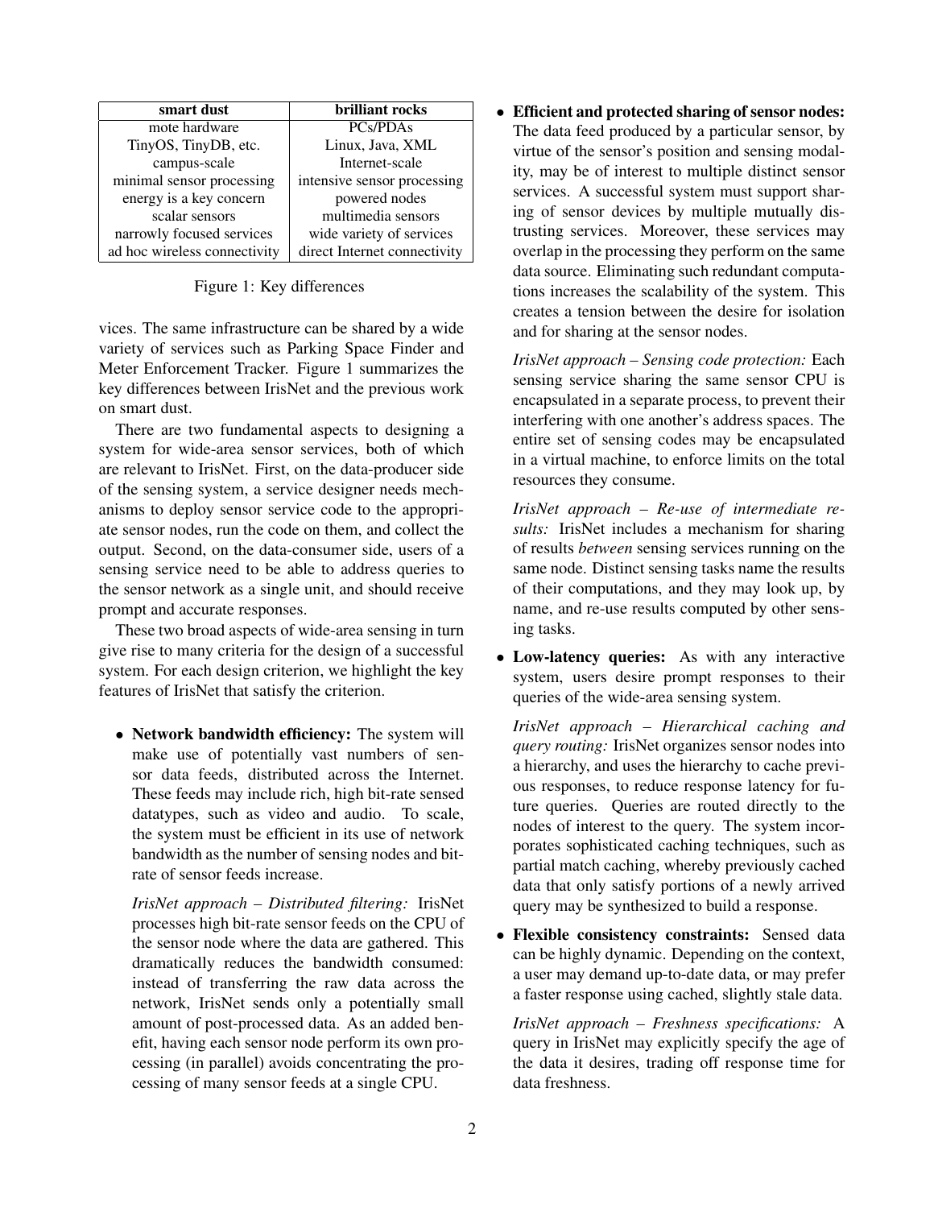| smart dust | brilliant rocks |
|---|---|
| mote hardware | PCs/PDAs |
| TinyOS, TinyDB, etc. | Linux, Java, XML |
| campus-scale | Internet-scale |
| minimal sensor processing | intensive sensor processing |
| energy is a key concern | powered nodes |
| scalar sensors | multimedia sensors |
| narrowly focused services | wide variety of services |
| ad hoc wireless connectivity | direct Internet connectivity |

Figure 1: Key differences

vices. The same infrastructure can be shared by a wide variety of services such as Parking Space Finder and Meter Enforcement Tracker. Figure 1 summarizes the key differences between IrisNet and the previous work on smart dust.

There are two fundamental aspects to designing a system for wide-area sensor services, both of which are relevant to IrisNet. First, on the data-producer side of the sensing system, a service designer needs mechanisms to deploy sensor service code to the appropriate sensor nodes, run the code on them, and collect the output. Second, on the data-consumer side, users of a sensing service need to be able to address queries to the sensor network as a single unit, and should receive prompt and accurate responses.

These two broad aspects of wide-area sensing in turn give rise to many criteria for the design of a successful system. For each design criterion, we highlight the key features of IrisNet that satisfy the criterion.

- **Network bandwidth efficiency:** The system will make use of potentially vast numbers of sensor data feeds, distributed across the Internet. These feeds may include rich, high bit-rate sensed datatypes, such as video and audio. To scale, the system must be efficient in its use of network bandwidth as the number of sensing nodes and bit-rate of sensor feeds increase.

  *IrisNet approach – Distributed filtering:* IrisNet processes high bit-rate sensor feeds on the CPU of the sensor node where the data are gathered. This dramatically reduces the bandwidth consumed: instead of transferring the raw data across the network, IrisNet sends only a potentially small amount of post-processed data. As an added benefit, having each sensor node perform its own processing (in parallel) avoids concentrating the processing of many sensor feeds at a single CPU.

- **Efficient and protected sharing of sensor nodes:** The data feed produced by a particular sensor, by virtue of the sensor's position and sensing modality, may be of interest to multiple distinct sensor services. A successful system must support sharing of sensor devices by multiple mutually distrusting services. Moreover, these services may overlap in the processing they perform on the same data source. Eliminating such redundant computations increases the scalability of the system. This creates a tension between the desire for isolation and for sharing at the sensor nodes.

  *IrisNet approach – Sensing code protection:* Each sensing service sharing the same sensor CPU is encapsulated in a separate process, to prevent their interfering with one another's address spaces. The entire set of sensing codes may be encapsulated in a virtual machine, to enforce limits on the total resources they consume.

  *IrisNet approach – Re-use of intermediate results:* IrisNet includes a mechanism for sharing of results *between* sensing services running on the same node. Distinct sensing tasks name the results of their computations, and they may look up, by name, and re-use results computed by other sensing tasks.

- **Low-latency queries:** As with any interactive system, users desire prompt responses to their queries of the wide-area sensing system.

  *IrisNet approach – Hierarchical caching and query routing:* IrisNet organizes sensor nodes into a hierarchy, and uses the hierarchy to cache previous responses, to reduce response latency for future queries. Queries are routed directly to the nodes of interest to the query. The system incorporates sophisticated caching techniques, such as partial match caching, whereby previously cached data that only satisfy portions of a newly arrived query may be synthesized to build a response.

- **Flexible consistency constraints:** Sensed data can be highly dynamic. Depending on the context, a user may demand up-to-date data, or may prefer a faster response using cached, slightly stale data.

  *IrisNet approach – Freshness specifications:* A query in IrisNet may explicitly specify the age of the data it desires, trading off response time for data freshness.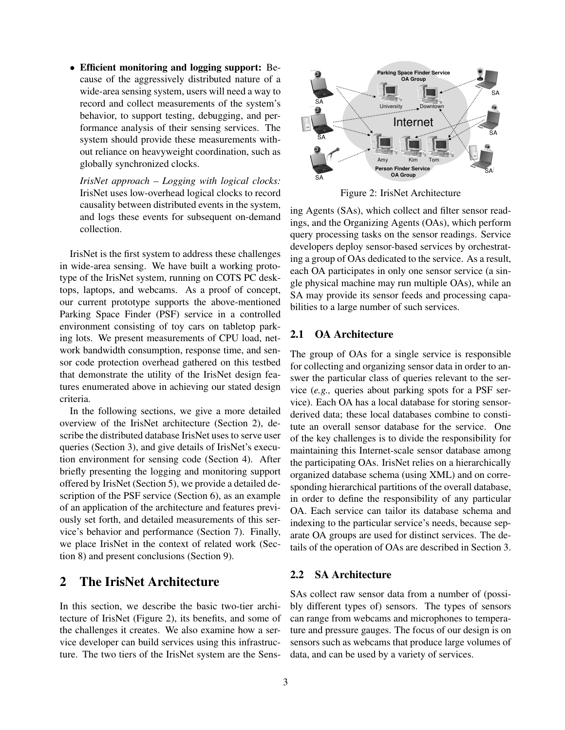- **Efficient monitoring and logging support:** Because of the aggressively distributed nature of a wide-area sensing system, users will need a way to record and collect measurements of the system's behavior, to support testing, debugging, and performance analysis of their sensing services. The system should provide these measurements without reliance on heavyweight coordination, such as globally synchronized clocks.

  *IrisNet approach – Logging with logical clocks:* IrisNet uses low-overhead logical clocks to record causality between distributed events in the system, and logs these events for subsequent on-demand collection.

IrisNet is the first system to address these challenges in wide-area sensing. We have built a working prototype of the IrisNet system, running on COTS PC desktops, laptops, and webcams. As a proof of concept, our current prototype supports the above-mentioned Parking Space Finder (PSF) service in a controlled environment consisting of toy cars on tabletop parking lots. We present measurements of CPU load, network bandwidth consumption, response time, and sensor code protection overhead gathered on this testbed that demonstrate the utility of the IrisNet design features enumerated above in achieving our stated design criteria.

In the following sections, we give a more detailed overview of the IrisNet architecture (Section 2), describe the distributed database IrisNet uses to serve user queries (Section 3), and give details of IrisNet's execution environment for sensing code (Section 4). After briefly presenting the logging and monitoring support offered by IrisNet (Section 5), we provide a detailed description of the PSF service (Section 6), as an example of an application of the architecture and features previously set forth, and detailed measurements of this service's behavior and performance (Section 7). Finally, we place IrisNet in the context of related work (Section 8) and present conclusions (Section 9).

# 2 The IrisNet Architecture

In this section, we describe the basic two-tier architecture of IrisNet (Figure 2), its benefits, and some of the challenges it creates. We also examine how a service developer can build services using this infrastructure. The two tiers of the IrisNet system are the Sensing Agents (SAs), which collect and filter sensor readings, and the Organizing Agents (OAs), which perform query processing tasks on the sensor readings. Service developers deploy sensor-based services by orchestrating a group of OAs dedicated to the service. As a result, each OA participates in only one sensor service (a single physical machine may run multiple OAs), while an SA may provide its sensor feeds and processing capabilities to a large number of such services.

Figure 2: IrisNet Architecture

## 2.1 OA Architecture

The group of OAs for a single service is responsible for collecting and organizing sensor data in order to answer the particular class of queries relevant to the service (*e.g.,* queries about parking spots for a PSF service). Each OA has a local database for storing sensor-derived data; these local databases combine to constitute an overall sensor database for the service. One of the key challenges is to divide the responsibility for maintaining this Internet-scale sensor database among the participating OAs. IrisNet relies on a hierarchically organized database schema (using XML) and on corresponding hierarchical partitions of the overall database, in order to define the responsibility of any particular OA. Each service can tailor its database schema and indexing to the particular service's needs, because separate OA groups are used for distinct services. The details of the operation of OAs are described in Section 3.

## 2.2 SA Architecture

SAs collect raw sensor data from a number of (possibly different types of) sensors. The types of sensors can range from webcams and microphones to temperature and pressure gauges. The focus of our design is on sensors such as webcams that produce large volumes of data, and can be used by a variety of services.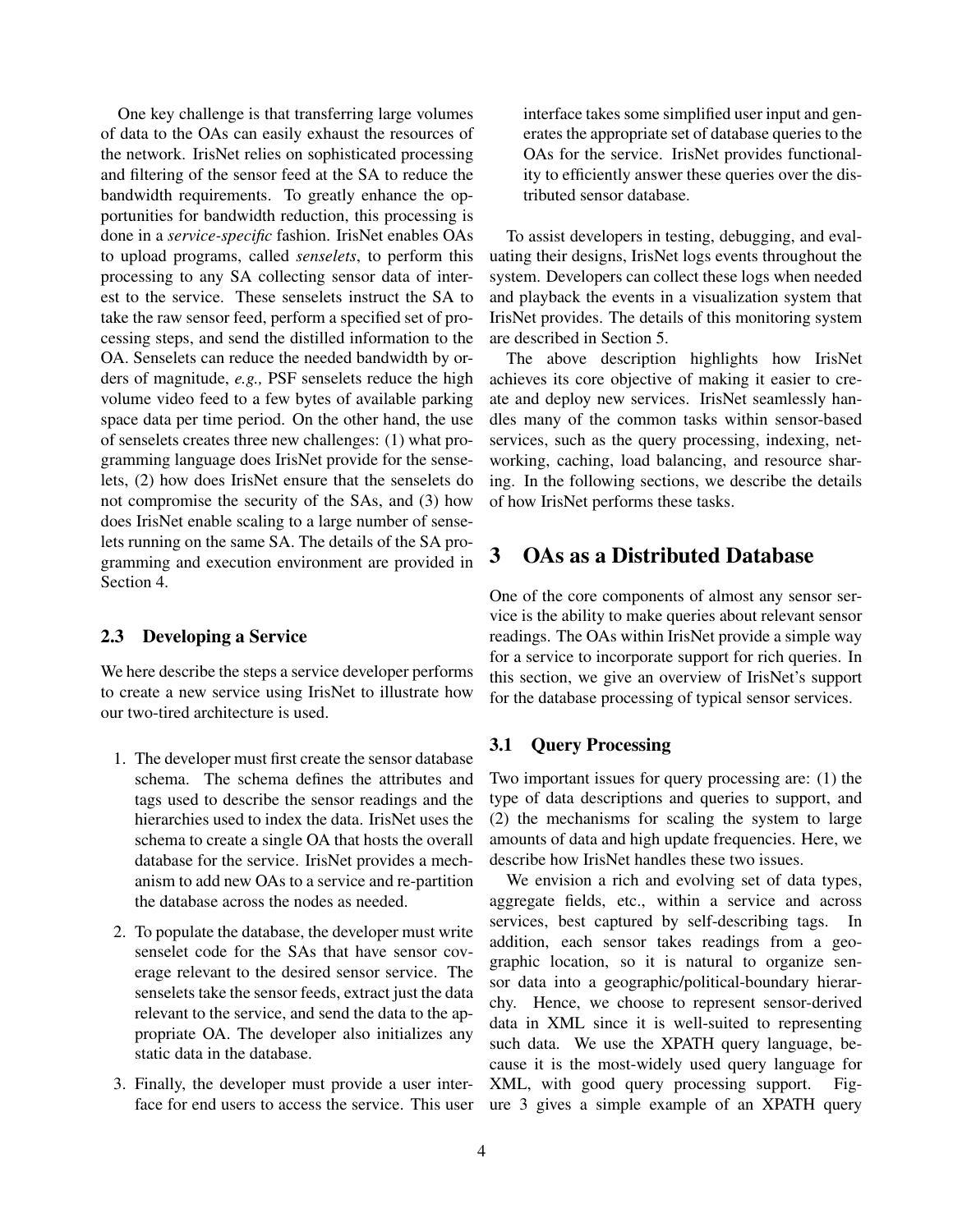One key challenge is that transferring large volumes of data to the OAs can easily exhaust the resources of the network. IrisNet relies on sophisticated processing and filtering of the sensor feed at the SA to reduce the bandwidth requirements. To greatly enhance the opportunities for bandwidth reduction, this processing is done in a *service-specific* fashion. IrisNet enables OAs to upload programs, called *senselets*, to perform this processing to any SA collecting sensor data of interest to the service. These senselets instruct the SA to take the raw sensor feed, perform a specified set of processing steps, and send the distilled information to the OA. Senselets can reduce the needed bandwidth by orders of magnitude, *e.g.,* PSF senselets reduce the high volume video feed to a few bytes of available parking space data per time period. On the other hand, the use of senselets creates three new challenges: (1) what programming language does IrisNet provide for the senselets, (2) how does IrisNet ensure that the senselets do not compromise the security of the SAs, and (3) how does IrisNet enable scaling to a large number of senselets running on the same SA. The details of the SA programming and execution environment are provided in Section 4.

### 2.3 Developing a Service

We here describe the steps a service developer performs to create a new service using IrisNet to illustrate how our two-tired architecture is used.

1. The developer must first create the sensor database schema. The schema defines the attributes and tags used to describe the sensor readings and the hierarchies used to index the data. IrisNet uses the schema to create a single OA that hosts the overall database for the service. IrisNet provides a mechanism to add new OAs to a service and re-partition the database across the nodes as needed.
2. To populate the database, the developer must write senselet code for the SAs that have sensor coverage relevant to the desired sensor service. The senselets take the sensor feeds, extract just the data relevant to the service, and send the data to the appropriate OA. The developer also initializes any static data in the database.
3. Finally, the developer must provide a user interface for end users to access the service. This user interface takes some simplified user input and generates the appropriate set of database queries to the OAs for the service. IrisNet provides functionality to efficiently answer these queries over the distributed sensor database.

To assist developers in testing, debugging, and evaluating their designs, IrisNet logs events throughout the system. Developers can collect these logs when needed and playback the events in a visualization system that IrisNet provides. The details of this monitoring system are described in Section 5.

The above description highlights how IrisNet achieves its core objective of making it easier to create and deploy new services. IrisNet seamlessly handles many of the common tasks within sensor-based services, such as the query processing, indexing, networking, caching, load balancing, and resource sharing. In the following sections, we describe the details of how IrisNet performs these tasks.

## 3 OAs as a Distributed Database

One of the core components of almost any sensor service is the ability to make queries about relevant sensor readings. The OAs within IrisNet provide a simple way for a service to incorporate support for rich queries. In this section, we give an overview of IrisNet's support for the database processing of typical sensor services.

### 3.1 Query Processing

Two important issues for query processing are: (1) the type of data descriptions and queries to support, and (2) the mechanisms for scaling the system to large amounts of data and high update frequencies. Here, we describe how IrisNet handles these two issues.

We envision a rich and evolving set of data types, aggregate fields, etc., within a service and across services, best captured by self-describing tags. In addition, each sensor takes readings from a geographic location, so it is natural to organize sensor data into a geographic/political-boundary hierarchy. Hence, we choose to represent sensor-derived data in XML since it is well-suited to representing such data. We use the XPATH query language, because it is the most-widely used query language for XML, with good query processing support. Figure 3 gives a simple example of an XPATH query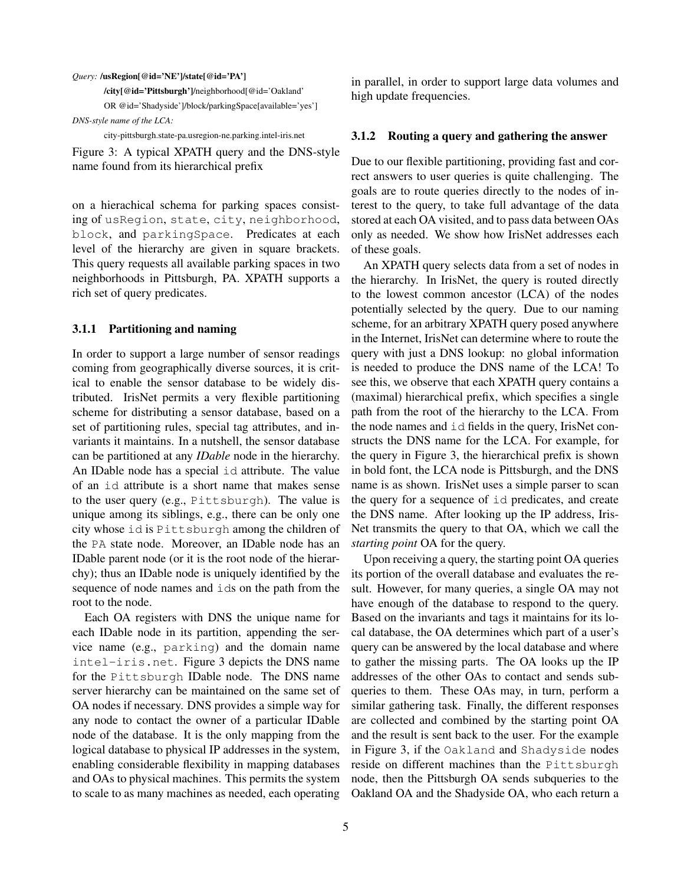*Query:* **/usRegion[@id='NE']/state[@id='PA']**

**/city[@id='Pittsburgh']**/neighborhood[@id='Oakland'

OR @id='Shadyside']/block/parkingSpace[available='yes']

*DNS-style name of the LCA:*

city-pittsburgh.state-pa.usregion-ne.parking.intel-iris.net

Figure 3: A typical XPATH query and the DNS-style name found from its hierarchical prefix

on a hierachical schema for parking spaces consisting of `usRegion`, `state`, `city`, `neighborhood`, `block`, and `parkingSpace`. Predicates at each level of the hierarchy are given in square brackets. This query requests all available parking spaces in two neighborhoods in Pittsburgh, PA. XPATH supports a rich set of query predicates.

#### 3.1.1 Partitioning and naming

In order to support a large number of sensor readings coming from geographically diverse sources, it is critical to enable the sensor database to be widely distributed. IrisNet permits a very flexible partitioning scheme for distributing a sensor database, based on a set of partitioning rules, special tag attributes, and invariants it maintains. In a nutshell, the sensor database can be partitioned at any *IDable* node in the hierarchy. An IDable node has a special `id` attribute. The value of an `id` attribute is a short name that makes sense to the user query (e.g., `Pittsburgh`). The value is unique among its siblings, e.g., there can be only one city whose `id` is `Pittsburgh` among the children of the `PA` state node. Moreover, an IDable node has an IDable parent node (or it is the root node of the hierarchy); thus an IDable node is uniquely identified by the sequence of node names and `id`s on the path from the root to the node.

Each OA registers with DNS the unique name for each IDable node in its partition, appending the service name (e.g., `parking`) and the domain name `intel-iris.net`. Figure 3 depicts the DNS name for the `Pittsburgh` IDable node. The DNS name server hierarchy can be maintained on the same set of OA nodes if necessary. DNS provides a simple way for any node to contact the owner of a particular IDable node of the database. It is the only mapping from the logical database to physical IP addresses in the system, enabling considerable flexibility in mapping databases and OAs to physical machines. This permits the system to scale to as many machines as needed, each operating in parallel, in order to support large data volumes and high update frequencies.

#### 3.1.2 Routing a query and gathering the answer

Due to our flexible partitioning, providing fast and correct answers to user queries is quite challenging. The goals are to route queries directly to the nodes of interest to the query, to take full advantage of the data stored at each OA visited, and to pass data between OAs only as needed. We show how IrisNet addresses each of these goals.

An XPATH query selects data from a set of nodes in the hierarchy. In IrisNet, the query is routed directly to the lowest common ancestor (LCA) of the nodes potentially selected by the query. Due to our naming scheme, for an arbitrary XPATH query posed anywhere in the Internet, IrisNet can determine where to route the query with just a DNS lookup: no global information is needed to produce the DNS name of the LCA! To see this, we observe that each XPATH query contains a (maximal) hierarchical prefix, which specifies a single path from the root of the hierarchy to the LCA. From the node names and `id` fields in the query, IrisNet constructs the DNS name for the LCA. For example, for the query in Figure 3, the hierarchical prefix is shown in bold font, the LCA node is Pittsburgh, and the DNS name is as shown. IrisNet uses a simple parser to scan the query for a sequence of `id` predicates, and create the DNS name. After looking up the IP address, IrisNet transmits the query to that OA, which we call the *starting point* OA for the query.

Upon receiving a query, the starting point OA queries its portion of the overall database and evaluates the result. However, for many queries, a single OA may not have enough of the database to respond to the query. Based on the invariants and tags it maintains for its local database, the OA determines which part of a user's query can be answered by the local database and where to gather the missing parts. The OA looks up the IP addresses of the other OAs to contact and sends subqueries to them. These OAs may, in turn, perform a similar gathering task. Finally, the different responses are collected and combined by the starting point OA and the result is sent back to the user. For the example in Figure 3, if the `Oakland` and `Shadyside` nodes reside on different machines than the `Pittsburgh` node, then the Pittsburgh OA sends subqueries to the Oakland OA and the Shadyside OA, who each return a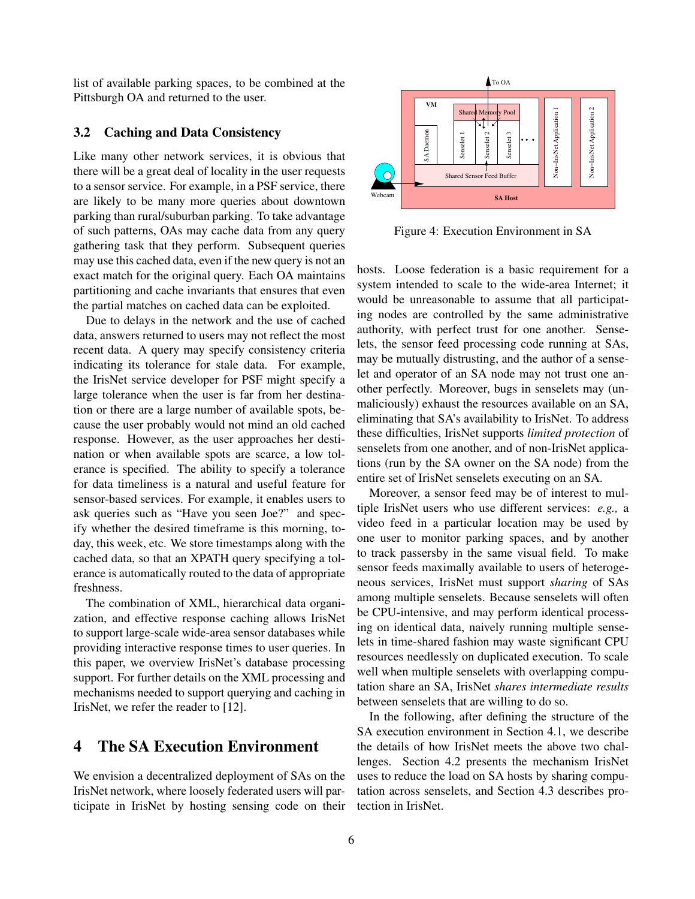list of available parking spaces, to be combined at the Pittsburgh OA and returned to the user.

### 3.2 Caching and Data Consistency

Like many other network services, it is obvious that there will be a great deal of locality in the user requests to a sensor service. For example, in a PSF service, there are likely to be many more queries about downtown parking than rural/suburban parking. To take advantage of such patterns, OAs may cache data from any query gathering task that they perform. Subsequent queries may use this cached data, even if the new query is not an exact match for the original query. Each OA maintains partitioning and cache invariants that ensures that even the partial matches on cached data can be exploited.

Due to delays in the network and the use of cached data, answers returned to users may not reflect the most recent data. A query may specify consistency criteria indicating its tolerance for stale data. For example, the IrisNet service developer for PSF might specify a large tolerance when the user is far from her destination or there are a large number of available spots, because the user probably would not mind an old cached response. However, as the user approaches her destination or when available spots are scarce, a low tolerance is specified. The ability to specify a tolerance for data timeliness is a natural and useful feature for sensor-based services. For example, it enables users to ask queries such as "Have you seen Joe?" and specify whether the desired timeframe is this morning, today, this week, etc. We store timestamps along with the cached data, so that an XPATH query specifying a tolerance is automatically routed to the data of appropriate freshness.

The combination of XML, hierarchical data organization, and effective response caching allows IrisNet to support large-scale wide-area sensor databases while providing interactive response times to user queries. In this paper, we overview IrisNet's database processing support. For further details on the XML processing and mechanisms needed to support querying and caching in IrisNet, we refer the reader to [12].

## 4 The SA Execution Environment

We envision a decentralized deployment of SAs on the IrisNet network, where loosely federated users will participate in IrisNet by hosting sensing code on their hosts. Loose federation is a basic requirement for a system intended to scale to the wide-area Internet; it would be unreasonable to assume that all participating nodes are controlled by the same administrative authority, with perfect trust for one another. Senselets, the sensor feed processing code running at SAs, may be mutually distrusting, and the author of a senselet and operator of an SA node may not trust one another perfectly. Moreover, bugs in senselets may (unmaliciously) exhaust the resources available on an SA, eliminating that SA's availability to IrisNet. To address these difficulties, IrisNet supports *limited protection* of senselets from one another, and of non-IrisNet applications (run by the SA owner on the SA node) from the entire set of IrisNet senselets executing on an SA.

Figure 4: Execution Environment in SA

Moreover, a sensor feed may be of interest to multiple IrisNet users who use different services: *e.g.,* a video feed in a particular location may be used by one user to monitor parking spaces, and by another to track passersby in the same visual field. To make sensor feeds maximally available to users of heterogeneous services, IrisNet must support *sharing* of SAs among multiple senselets. Because senselets will often be CPU-intensive, and may perform identical processing on identical data, naively running multiple senselets in time-shared fashion may waste significant CPU resources needlessly on duplicated execution. To scale well when multiple senselets with overlapping computation share an SA, IrisNet *shares intermediate results* between senselets that are willing to do so.

In the following, after defining the structure of the SA execution environment in Section 4.1, we describe the details of how IrisNet meets the above two challenges. Section 4.2 presents the mechanism IrisNet uses to reduce the load on SA hosts by sharing computation across senselets, and Section 4.3 describes protection in IrisNet.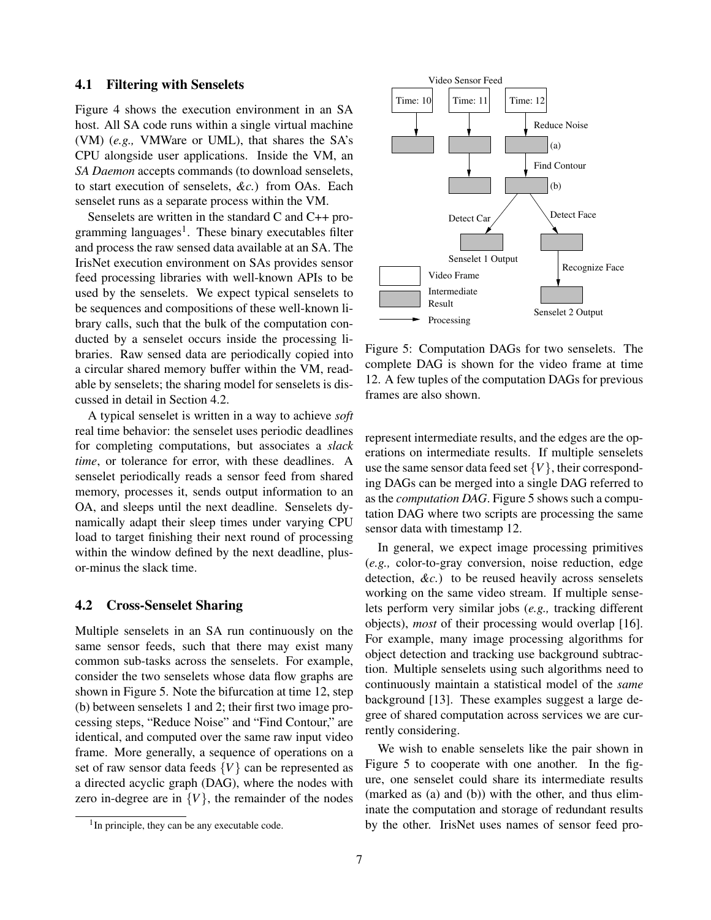### 4.1 Filtering with Senselets

Figure 4 shows the execution environment in an SA host. All SA code runs within a single virtual machine (VM) (*e.g.,* VMWare or UML), that shares the SA's CPU alongside user applications. Inside the VM, an *SA Daemon* accepts commands (to download senselets, to start execution of senselets, *&c.*) from OAs. Each senselet runs as a separate process within the VM.

Senselets are written in the standard C and C++ programming languages[1]. These binary executables filter and process the raw sensed data available at an SA. The IrisNet execution environment on SAs provides sensor feed processing libraries with well-known APIs to be used by the senselets. We expect typical senselets to be sequences and compositions of these well-known library calls, such that the bulk of the computation conducted by a senselet occurs inside the processing libraries. Raw sensed data are periodically copied into a circular shared memory buffer within the VM, readable by senselets; the sharing model for senselets is discussed in detail in Section 4.2.

A typical senselet is written in a way to achieve *soft* real time behavior: the senselet uses periodic deadlines for completing computations, but associates a *slack time*, or tolerance for error, with these deadlines. A senselet periodically reads a sensor feed from shared memory, processes it, sends output information to an OA, and sleeps until the next deadline. Senselets dynamically adapt their sleep times under varying CPU load to target finishing their next round of processing within the window defined by the next deadline, plus-or-minus the slack time.

### 4.2 Cross-Senselet Sharing

Multiple senselets in an SA run continuously on the same sensor feeds, such that there may exist many common sub-tasks across the senselets. For example, consider the two senselets whose data flow graphs are shown in Figure 5. Note the bifurcation at time 12, step (b) between senselets 1 and 2; their first two image processing steps, "Reduce Noise" and "Find Contour," are identical, and computed over the same raw input video frame. More generally, a sequence of operations on a set of raw sensor data feeds $\{V\}$ can be represented as a directed acyclic graph (DAG), where the nodes with zero in-degree are in $\{V\}$, the remainder of the nodes represent intermediate results, and the edges are the operations on intermediate results. If multiple senselets use the same sensor data feed set $\{V\}$, their corresponding DAGs can be merged into a single DAG referred to as the *computation DAG*. Figure 5 shows such a computation DAG where two scripts are processing the same sensor data with timestamp 12.

Figure 5: Computation DAGs for two senselets. The complete DAG is shown for the video frame at time 12. A few tuples of the computation DAGs for previous frames are also shown.

In general, we expect image processing primitives (*e.g.,* color-to-gray conversion, noise reduction, edge detection, *&c.*) to be reused heavily across senselets working on the same video stream. If multiple senselets perform very similar jobs (*e.g.,* tracking different objects), *most* of their processing would overlap [16]. For example, many image processing algorithms for object detection and tracking use background subtraction. Multiple senselets using such algorithms need to continuously maintain a statistical model of the *same* background [13]. These examples suggest a large degree of shared computation across services we are currently considering.

We wish to enable senselets like the pair shown in Figure 5 to cooperate with one another. In the figure, one senselet could share its intermediate results (marked as (a) and (b)) with the other, and thus eliminate the computation and storage of redundant results by the other. IrisNet uses names of sensor feed pro-

[1] In principle, they can be any executable code.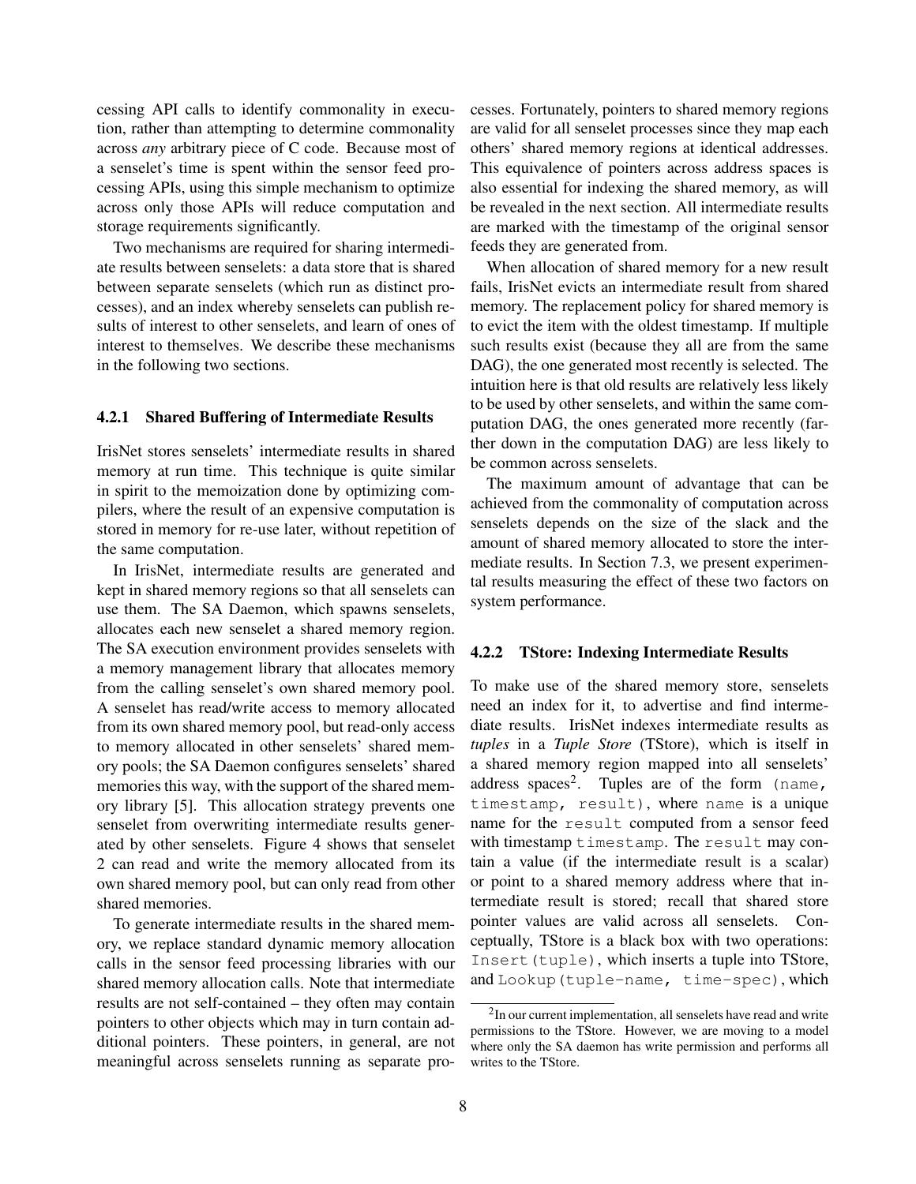cessing API calls to identify commonality in execution, rather than attempting to determine commonality across *any* arbitrary piece of C code. Because most of a senselet's time is spent within the sensor feed processing APIs, using this simple mechanism to optimize across only those APIs will reduce computation and storage requirements significantly.

Two mechanisms are required for sharing intermediate results between senselets: a data store that is shared between separate senselets (which run as distinct processes), and an index whereby senselets can publish results of interest to other senselets, and learn of ones of interest to themselves. We describe these mechanisms in the following two sections.

### 4.2.1 Shared Buffering of Intermediate Results

IrisNet stores senselets' intermediate results in shared memory at run time. This technique is quite similar in spirit to the memoization done by optimizing compilers, where the result of an expensive computation is stored in memory for re-use later, without repetition of the same computation.

In IrisNet, intermediate results are generated and kept in shared memory regions so that all senselets can use them. The SA Daemon, which spawns senselets, allocates each new senselet a shared memory region. The SA execution environment provides senselets with a memory management library that allocates memory from the calling senselet's own shared memory pool. A senselet has read/write access to memory allocated from its own shared memory pool, but read-only access to memory allocated in other senselets' shared memory pools; the SA Daemon configures senselets' shared memories this way, with the support of the shared memory library [5]. This allocation strategy prevents one senselet from overwriting intermediate results generated by other senselets. Figure 4 shows that senselet 2 can read and write the memory allocated from its own shared memory pool, but can only read from other shared memories.

To generate intermediate results in the shared memory, we replace standard dynamic memory allocation calls in the sensor feed processing libraries with our shared memory allocation calls. Note that intermediate results are not self-contained – they often may contain pointers to other objects which may in turn contain additional pointers. These pointers, in general, are not meaningful across senselets running as separate processes. Fortunately, pointers to shared memory regions are valid for all senselet processes since they map each others' shared memory regions at identical addresses. This equivalence of pointers across address spaces is also essential for indexing the shared memory, as will be revealed in the next section. All intermediate results are marked with the timestamp of the original sensor feeds they are generated from.

When allocation of shared memory for a new result fails, IrisNet evicts an intermediate result from shared memory. The replacement policy for shared memory is to evict the item with the oldest timestamp. If multiple such results exist (because they all are from the same DAG), the one generated most recently is selected. The intuition here is that old results are relatively less likely to be used by other senselets, and within the same computation DAG, the ones generated more recently (farther down in the computation DAG) are less likely to be common across senselets.

The maximum amount of advantage that can be achieved from the commonality of computation across senselets depends on the size of the slack and the amount of shared memory allocated to store the intermediate results. In Section 7.3, we present experimental results measuring the effect of these two factors on system performance.

### 4.2.2 TStore: Indexing Intermediate Results

To make use of the shared memory store, senselets need an index for it, to advertise and find intermediate results. IrisNet indexes intermediate results as *tuples* in a *Tuple Store* (TStore), which is itself in a shared memory region mapped into all senselets' address spaces[2]. Tuples are of the form `(name, timestamp, result)`, where `name` is a unique name for the `result` computed from a sensor feed with timestamp `timestamp`. The `result` may contain a value (if the intermediate result is a scalar) or point to a shared memory address where that intermediate result is stored; recall that shared store pointer values are valid across all senselets. Conceptually, TStore is a black box with two operations: `Insert(tuple)`, which inserts a tuple into TStore, and `Lookup(tuple-name, time-spec)`, which

[2] In our current implementation, all senselets have read and write permissions to the TStore. However, we are moving to a model where only the SA daemon has write permission and performs all writes to the TStore.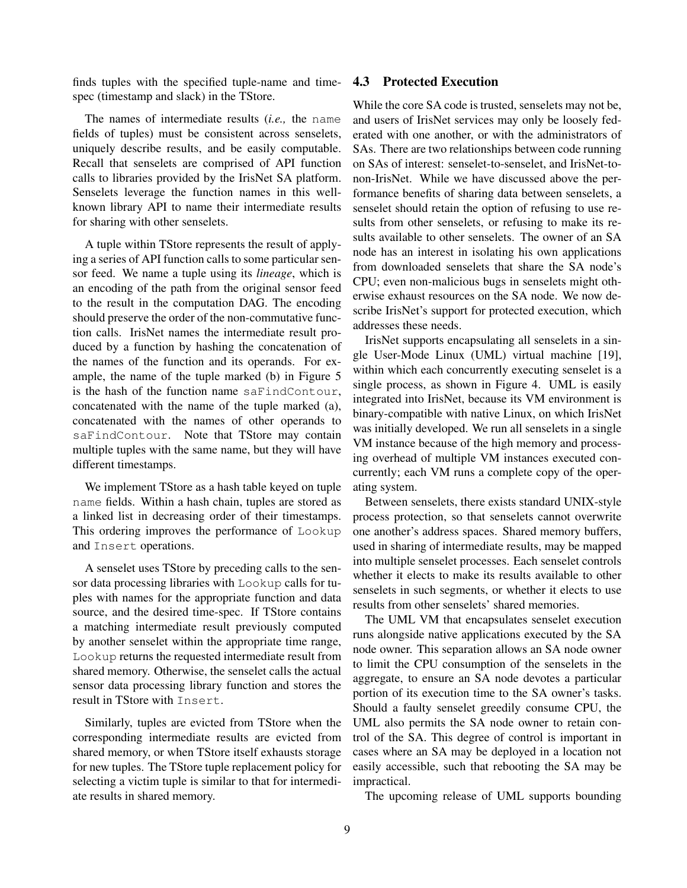finds tuples with the specified tuple-name and time-spec (timestamp and slack) in the TStore.

The names of intermediate results (*i.e.,* the `name` fields of tuples) must be consistent across senselets, uniquely describe results, and be easily computable. Recall that senselets are comprised of API function calls to libraries provided by the IrisNet SA platform. Senselets leverage the function names in this well-known library API to name their intermediate results for sharing with other senselets.

A tuple within TStore represents the result of applying a series of API function calls to some particular sensor feed. We name a tuple using its *lineage*, which is an encoding of the path from the original sensor feed to the result in the computation DAG. The encoding should preserve the order of the non-commutative function calls. IrisNet names the intermediate result produced by a function by hashing the concatenation of the names of the function and its operands. For example, the name of the tuple marked (b) in Figure 5 is the hash of the function name `saFindContour`, concatenated with the name of the tuple marked (a), concatenated with the names of other operands to `saFindContour`. Note that TStore may contain multiple tuples with the same name, but they will have different timestamps.

We implement TStore as a hash table keyed on tuple `name` fields. Within a hash chain, tuples are stored as a linked list in decreasing order of their timestamps. This ordering improves the performance of `Lookup` and `Insert` operations.

A senselet uses TStore by preceding calls to the sensor data processing libraries with `Lookup` calls for tuples with names for the appropriate function and data source, and the desired time-spec. If TStore contains a matching intermediate result previously computed by another senselet within the appropriate time range, `Lookup` returns the requested intermediate result from shared memory. Otherwise, the senselet calls the actual sensor data processing library function and stores the result in TStore with `Insert`.

Similarly, tuples are evicted from TStore when the corresponding intermediate results are evicted from shared memory, or when TStore itself exhausts storage for new tuples. The TStore tuple replacement policy for selecting a victim tuple is similar to that for intermediate results in shared memory.

### 4.3 Protected Execution

While the core SA code is trusted, senselets may not be, and users of IrisNet services may only be loosely federated with one another, or with the administrators of SAs. There are two relationships between code running on SAs of interest: senselet-to-senselet, and IrisNet-to-non-IrisNet. While we have discussed above the performance benefits of sharing data between senselets, a senselet should retain the option of refusing to use results from other senselets, or refusing to make its results available to other senselets. The owner of an SA node has an interest in isolating his own applications from downloaded senselets that share the SA node's CPU; even non-malicious bugs in senselets might otherwise exhaust resources on the SA node. We now describe IrisNet's support for protected execution, which addresses these needs.

IrisNet supports encapsulating all senselets in a single User-Mode Linux (UML) virtual machine [19], within which each concurrently executing senselet is a single process, as shown in Figure 4. UML is easily integrated into IrisNet, because its VM environment is binary-compatible with native Linux, on which IrisNet was initially developed. We run all senselets in a single VM instance because of the high memory and processing overhead of multiple VM instances executed concurrently; each VM runs a complete copy of the operating system.

Between senselets, there exists standard UNIX-style process protection, so that senselets cannot overwrite one another's address spaces. Shared memory buffers, used in sharing of intermediate results, may be mapped into multiple senselet processes. Each senselet controls whether it elects to make its results available to other senselets in such segments, or whether it elects to use results from other senselets' shared memories.

The UML VM that encapsulates senselet execution runs alongside native applications executed by the SA node owner. This separation allows an SA node owner to limit the CPU consumption of the senselets in the aggregate, to ensure an SA node devotes a particular portion of its execution time to the SA owner's tasks. Should a faulty senselet greedily consume CPU, the UML also permits the SA node owner to retain control of the SA. This degree of control is important in cases where an SA may be deployed in a location not easily accessible, such that rebooting the SA may be impractical.

The upcoming release of UML supports bounding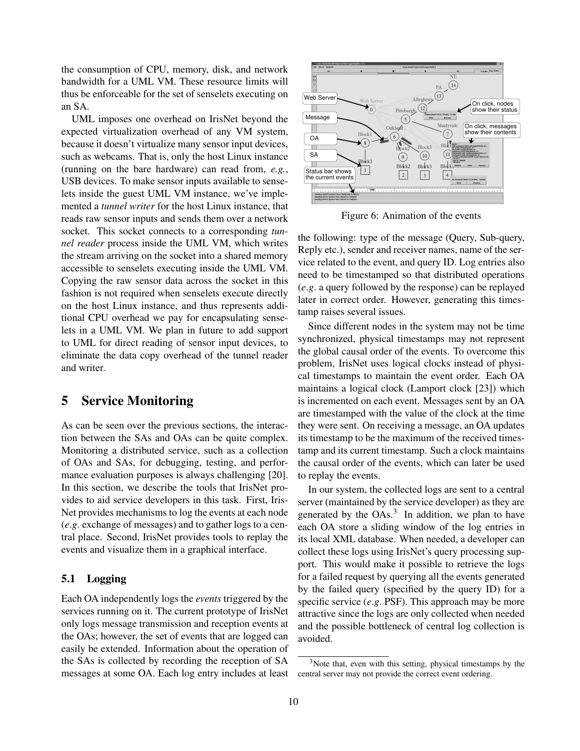the consumption of CPU, memory, disk, and network bandwidth for a UML VM. These resource limits will thus be enforceable for the set of senselets executing on an SA.

UML imposes one overhead on IrisNet beyond the expected virtualization overhead of any VM system, because it doesn't virtualize many sensor input devices, such as webcams. That is, only the host Linux instance (running on the bare hardware) can read from, *e.g.*, USB devices. To make sensor inputs available to senselets inside the guest UML VM instance, we've implemented a *tunnel writer* for the host Linux instance, that reads raw sensor inputs and sends them over a network socket. This socket connects to a corresponding *tunnel reader* process inside the UML VM, which writes the stream arriving on the socket into a shared memory accessible to senselets executing inside the UML VM. Copying the raw sensor data across the socket in this fashion is not required when senselets execute directly on the host Linux instance, and thus represents additional CPU overhead we pay for encapsulating senselets in a UML VM. We plan in future to add support to UML for direct reading of sensor input devices, to eliminate the data copy overhead of the tunnel reader and writer.

# 5 Service Monitoring

As can be seen over the previous sections, the interaction between the SAs and OAs can be quite complex. Monitoring a distributed service, such as a collection of OAs and SAs, for debugging, testing, and performance evaluation purposes is always challenging [20]. In this section, we describe the tools that IrisNet provides to aid service developers in this task. First, IrisNet provides mechanisms to log the events at each node (*e.g.* exchange of messages) and to gather logs to a central place. Second, IrisNet provides tools to replay the events and visualize them in a graphical interface.

## 5.1 Logging

Each OA independently logs the *events* triggered by the services running on it. The current prototype of IrisNet only logs message transmission and reception events at the OAs; however, the set of events that are logged can easily be extended. Information about the operation of the SAs is collected by recording the reception of SA messages at some OA. Each log entry includes at least the following: type of the message (Query, Sub-query, Reply etc.), sender and receiver names, name of the service related to the event, and query ID. Log entries also need to be timestamped so that distributed operations (*e.g.* a query followed by the response) can be replayed later in correct order. However, generating this timestamp raises several issues.

Figure 6: Animation of the events

Since different nodes in the system may not be time synchronized, physical timestamps may not represent the global causal order of the events. To overcome this problem, IrisNet uses logical clocks instead of physical timestamps to maintain the event order. Each OA maintains a logical clock (Lamport clock [23]) which is incremented on each event. Messages sent by an OA are timestamped with the value of the clock at the time they were sent. On receiving a message, an OA updates its timestamp to be the maximum of the received timestamp and its current timestamp. Such a clock maintains the causal order of the events, which can later be used to replay the events.

In our system, the collected logs are sent to a central server (maintained by the service developer) as they are generated by the OAs.[3] In addition, we plan to have each OA store a sliding window of the log entries in its local XML database. When needed, a developer can collect these logs using IrisNet's query processing support. This would make it possible to retrieve the logs for a failed request by querying all the events generated by the failed query (specified by the query ID) for a specific service (*e.g.* PSF). This approach may be more attractive since the logs are only collected when needed and the possible bottleneck of central log collection is avoided.

[3] Note that, even with this setting, physical timestamps by the central server may not provide the correct event ordering.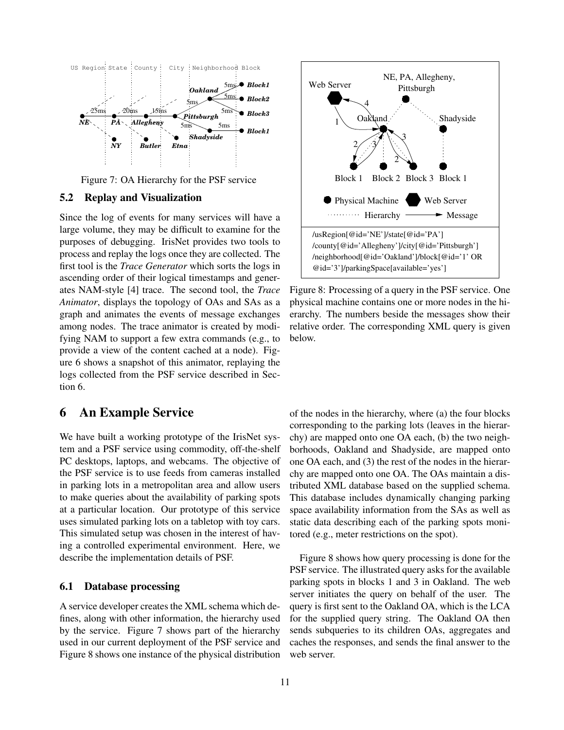Figure 7: OA Hierarchy for the PSF service

### 5.2 Replay and Visualization

Since the log of events for many services will have a large volume, they may be difficult to examine for the purposes of debugging. IrisNet provides two tools to process and replay the logs once they are collected. The first tool is the *Trace Generator* which sorts the logs in ascending order of their logical timestamps and generates NAM-style [4] trace. The second tool, the *Trace Animator*, displays the topology of OAs and SAs as a graph and animates the events of message exchanges among nodes. The trace animator is created by modifying NAM to support a few extra commands (e.g., to provide a view of the content cached at a node). Figure 6 shows a snapshot of this animator, replaying the logs collected from the PSF service described in Section 6.

```
/usRegion[@id='NE']/state[@id='PA']
/county[@id='Allegheny']/city[@id='Pittsburgh']
/neighborhood[@id='Oakland']/block[@id='1' OR
@id='3']/parkingSpace[available='yes']
```

Figure 8: Processing of a query in the PSF service. One physical machine contains one or more nodes in the hierarchy. The numbers beside the messages show their relative order. The corresponding XML query is given below.

## 6 An Example Service

We have built a working prototype of the IrisNet system and a PSF service using commodity, off-the-shelf PC desktops, laptops, and webcams. The objective of the PSF service is to use feeds from cameras installed in parking lots in a metropolitan area and allow users to make queries about the availability of parking spots at a particular location. Our prototype of this service uses simulated parking lots on a tabletop with toy cars. This simulated setup was chosen in the interest of having a controlled experimental environment. Here, we describe the implementation details of PSF.

### 6.1 Database processing

A service developer creates the XML schema which defines, along with other information, the hierarchy used by the service. Figure 7 shows part of the hierarchy used in our current deployment of the PSF service and Figure 8 shows one instance of the physical distribution of the nodes in the hierarchy, where (a) the four blocks corresponding to the parking lots (leaves in the hierarchy) are mapped onto one OA each, (b) the two neighborhoods, Oakland and Shadyside, are mapped onto one OA each, and (3) the rest of the nodes in the hierarchy are mapped onto one OA. The OAs maintain a distributed XML database based on the supplied schema. This database includes dynamically changing parking space availability information from the SAs as well as static data describing each of the parking spots monitored (e.g., meter restrictions on the spot).

Figure 8 shows how query processing is done for the PSF service. The illustrated query asks for the available parking spots in blocks 1 and 3 in Oakland. The web server initiates the query on behalf of the user. The query is first sent to the Oakland OA, which is the LCA for the supplied query string. The Oakland OA then sends subqueries to its children OAs, aggregates and caches the responses, and sends the final answer to the web server.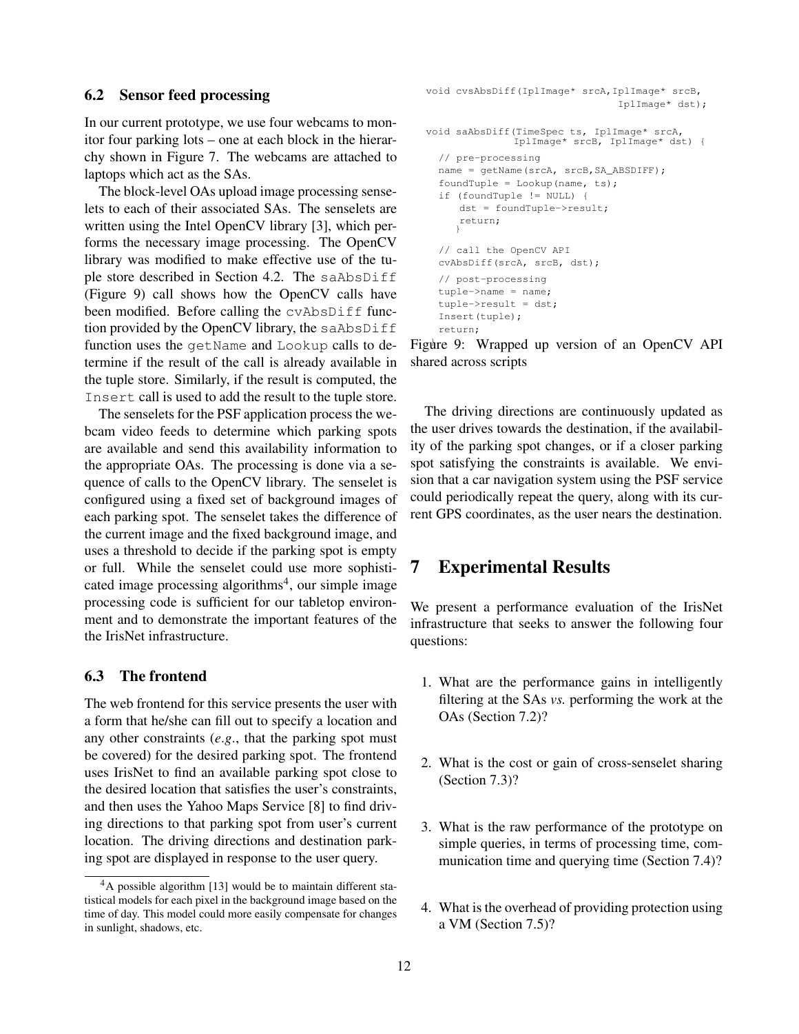### 6.2 Sensor feed processing

In our current prototype, we use four webcams to monitor four parking lots – one at each block in the hierarchy shown in Figure 7. The webcams are attached to laptops which act as the SAs.

The block-level OAs upload image processing senselets to each of their associated SAs. The senselets are written using the Intel OpenCV library [3], which performs the necessary image processing. The OpenCV library was modified to make effective use of the tuple store described in Section 4.2. The `saAbsDiff` (Figure 9) call shows how the OpenCV calls have been modified. Before calling the `cvAbsDiff` function provided by the OpenCV library, the `saAbsDiff` function uses the `getName` and `Lookup` calls to determine if the result of the call is already available in the tuple store. Similarly, if the result is computed, the `Insert` call is used to add the result to the tuple store.

The senselets for the PSF application process the webcam video feeds to determine which parking spots are available and send this availability information to the appropriate OAs. The processing is done via a sequence of calls to the OpenCV library. The senselet is configured using a fixed set of background images of each parking spot. The senselet takes the difference of the current image and the fixed background image, and uses a threshold to decide if the parking spot is empty or full. While the senselet could use more sophisticated image processing algorithms[4], our simple image processing code is sufficient for our tabletop environment and to demonstrate the important features of the the IrisNet infrastructure.

### 6.3 The frontend

The web frontend for this service presents the user with a form that he/she can fill out to specify a location and any other constraints (*e.g.*, that the parking spot must be covered) for the desired parking spot. The frontend uses IrisNet to find an available parking spot close to the desired location that satisfies the user's constraints, and then uses the Yahoo Maps Service [8] to find driving directions to that parking spot from user's current location. The driving directions and destination parking spot are displayed in response to the user query.

[4] A possible algorithm [13] would be to maintain different statistical models for each pixel in the background image based on the time of day. This model could more easily compensate for changes in sunlight, shadows, etc.

```
void cvsAbsDiff(IplImage* srcA,IplImage* srcB,
                                   IplImage* dst);

void saAbsDiff(TimeSpec ts, IplImage* srcA,
               IplImage* srcB, IplImage* dst) {
   // pre-processing
   name = getName(srcA, srcB,SA_ABSDIFF);
   foundTuple = Lookup(name, ts);
   if (foundTuple != NULL) {
      dst = foundTuple->result;
      return;
   }
   // call the OpenCV API
   cvAbsDiff(srcA, srcB, dst);
   // post-processing
   tuple->name = name;
   tuple->result = dst;
   Insert(tuple);
   return;
}
```

Figure 9: Wrapped up version of an OpenCV API shared across scripts

The driving directions are continuously updated as the user drives towards the destination, if the availability of the parking spot changes, or if a closer parking spot satisfying the constraints is available. We envision that a car navigation system using the PSF service could periodically repeat the query, along with its current GPS coordinates, as the user nears the destination.

## 7 Experimental Results

We present a performance evaluation of the IrisNet infrastructure that seeks to answer the following four questions:

1. What are the performance gains in intelligently filtering at the SAs *vs.* performing the work at the OAs (Section 7.2)?

2. What is the cost or gain of cross-senselet sharing (Section 7.3)?

3. What is the raw performance of the prototype on simple queries, in terms of processing time, communication time and querying time (Section 7.4)?

4. What is the overhead of providing protection using a VM (Section 7.5)?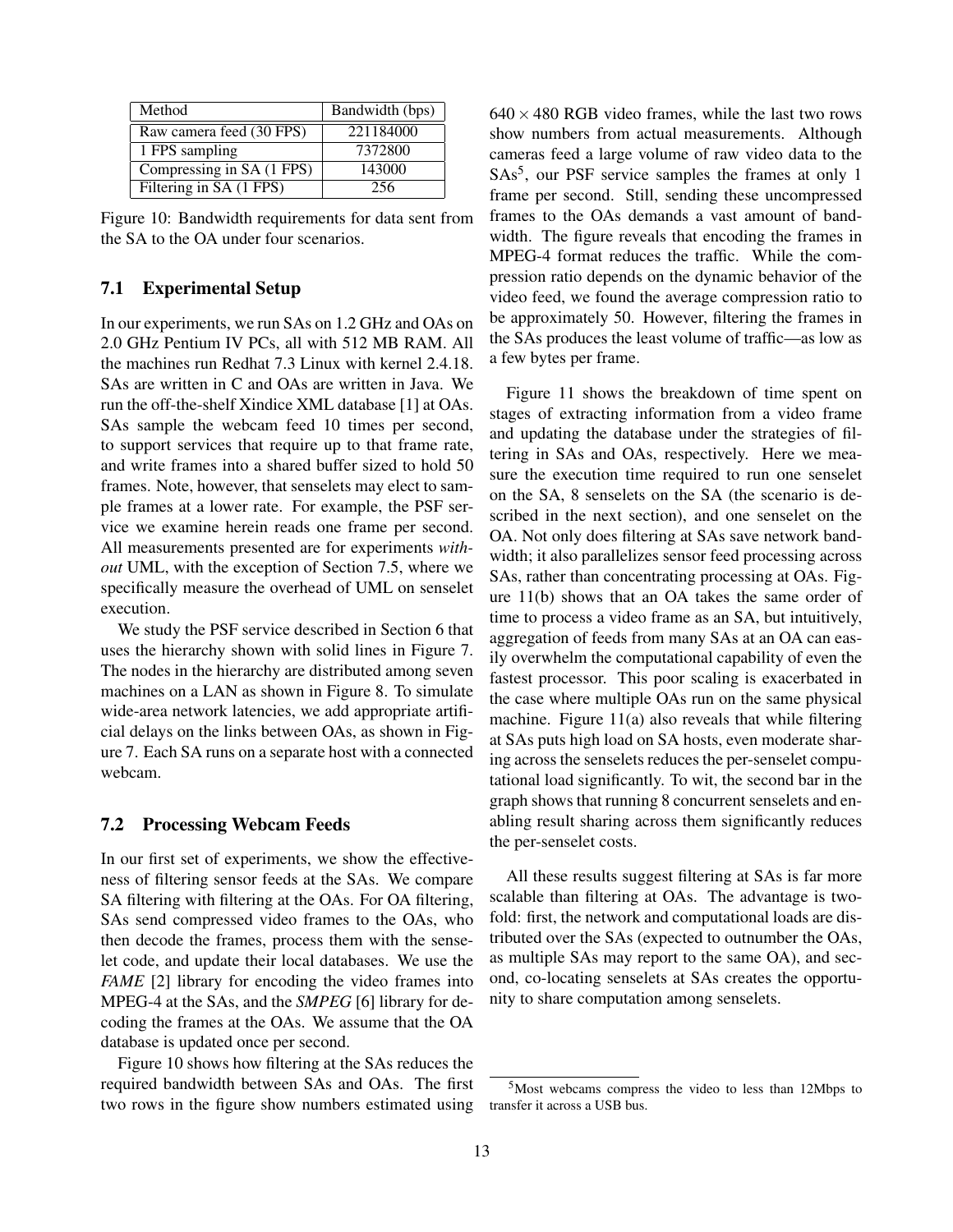| Method | Bandwidth (bps) |
|---|---|
| Raw camera feed (30 FPS) | 221184000 |
| 1 FPS sampling | 7372800 |
| Compressing in SA (1 FPS) | 143000 |
| Filtering in SA (1 FPS) | 256 |

Figure 10: Bandwidth requirements for data sent from the SA to the OA under four scenarios.

### 7.1 Experimental Setup

In our experiments, we run SAs on 1.2 GHz and OAs on 2.0 GHz Pentium IV PCs, all with 512 MB RAM. All the machines run Redhat 7.3 Linux with kernel 2.4.18. SAs are written in C and OAs are written in Java. We run the off-the-shelf Xindice XML database [1] at OAs. SAs sample the webcam feed 10 times per second, to support services that require up to that frame rate, and write frames into a shared buffer sized to hold 50 frames. Note, however, that senselets may elect to sample frames at a lower rate. For example, the PSF service we examine herein reads one frame per second. All measurements presented are for experiments *without* UML, with the exception of Section 7.5, where we specifically measure the overhead of UML on senselet execution.

We study the PSF service described in Section 6 that uses the hierarchy shown with solid lines in Figure 7. The nodes in the hierarchy are distributed among seven machines on a LAN as shown in Figure 8. To simulate wide-area network latencies, we add appropriate artificial delays on the links between OAs, as shown in Figure 7. Each SA runs on a separate host with a connected webcam.

### 7.2 Processing Webcam Feeds

In our first set of experiments, we show the effectiveness of filtering sensor feeds at the SAs. We compare SA filtering with filtering at the OAs. For OA filtering, SAs send compressed video frames to the OAs, who then decode the frames, process them with the senselet code, and update their local databases. We use the *FAME* [2] library for encoding the video frames into MPEG-4 at the SAs, and the *SMPEG* [6] library for decoding the frames at the OAs. We assume that the OA database is updated once per second.

Figure 10 shows how filtering at the SAs reduces the required bandwidth between SAs and OAs. The first two rows in the figure show numbers estimated using $640 \times 480$ RGB video frames, while the last two rows show numbers from actual measurements. Although cameras feed a large volume of raw video data to the SAs[5], our PSF service samples the frames at only 1 frame per second. Still, sending these uncompressed frames to the OAs demands a vast amount of bandwidth. The figure reveals that encoding the frames in MPEG-4 format reduces the traffic. While the compression ratio depends on the dynamic behavior of the video feed, we found the average compression ratio to be approximately 50. However, filtering the frames in the SAs produces the least volume of traffic—as low as a few bytes per frame.

Figure 11 shows the breakdown of time spent on stages of extracting information from a video frame and updating the database under the strategies of filtering in SAs and OAs, respectively. Here we measure the execution time required to run one senselet on the SA, 8 senselets on the SA (the scenario is described in the next section), and one senselet on the OA. Not only does filtering at SAs save network bandwidth; it also parallelizes sensor feed processing across SAs, rather than concentrating processing at OAs. Figure 11(b) shows that an OA takes the same order of time to process a video frame as an SA, but intuitively, aggregation of feeds from many SAs at an OA can easily overwhelm the computational capability of even the fastest processor. This poor scaling is exacerbated in the case where multiple OAs run on the same physical machine. Figure 11(a) also reveals that while filtering at SAs puts high load on SA hosts, even moderate sharing across the senselets reduces the per-senselet computational load significantly. To wit, the second bar in the graph shows that running 8 concurrent senselets and enabling result sharing across them significantly reduces the per-senselet costs.

All these results suggest filtering at SAs is far more scalable than filtering at OAs. The advantage is twofold: first, the network and computational loads are distributed over the SAs (expected to outnumber the OAs, as multiple SAs may report to the same OA), and second, co-locating senselets at SAs creates the opportunity to share computation among senselets.

[5] Most webcams compress the video to less than 12Mbps to transfer it across a USB bus.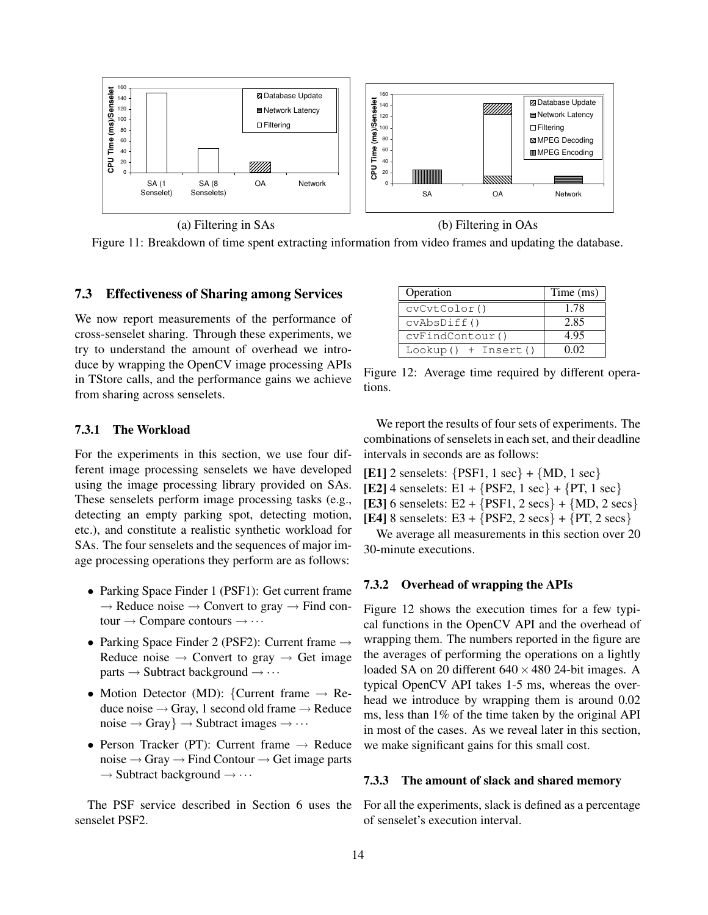(a) Filtering in SAs

(b) Filtering in OAs

Figure 11: Breakdown of time spent extracting information from video frames and updating the database.

### 7.3 Effectiveness of Sharing among Services

We now report measurements of the performance of cross-senselet sharing. Through these experiments, we try to understand the amount of overhead we introduce by wrapping the OpenCV image processing APIs in TStore calls, and the performance gains we achieve from sharing across senselets.

#### 7.3.1 The Workload

For the experiments in this section, we use four different image processing senselets we have developed using the image processing library provided on SAs. These senselets perform image processing tasks (e.g., detecting an empty parking spot, detecting motion, etc.), and constitute a realistic synthetic workload for SAs. The four senselets and the sequences of major image processing operations they perform are as follows:

- Parking Space Finder 1 (PSF1): Get current frame → Reduce noise → Convert to gray → Find contour → Compare contours → ⋯
- Parking Space Finder 2 (PSF2): Current frame → Reduce noise → Convert to gray → Get image parts → Subtract background → ⋯
- Motion Detector (MD): {Current frame → Reduce noise → Gray, 1 second old frame → Reduce noise → Gray} → Subtract images → ⋯
- Person Tracker (PT): Current frame → Reduce noise → Gray → Find Contour → Get image parts → Subtract background → ⋯

The PSF service described in Section 6 uses the senselet PSF2.

| Operation | Time (ms) |
| --- | --- |
| `cvCvtColor()` | 1.78 |
| `cvAbsDiff()` | 2.85 |
| `cvFindContour()` | 4.95 |
| `Lookup() + Insert()` | 0.02 |

Figure 12: Average time required by different operations.

We report the results of four sets of experiments. The combinations of senselets in each set, and their deadline intervals in seconds are as follows:

**[E1]** 2 senselets: {PSF1, 1 sec} + {MD, 1 sec}
**[E2]** 4 senselets: E1 + {PSF2, 1 sec} + {PT, 1 sec}
**[E3]** 6 senselets: E2 + {PSF1, 2 secs} + {MD, 2 secs}
**[E4]** 8 senselets: E3 + {PSF2, 2 secs} + {PT, 2 secs}

We average all measurements in this section over 20 30-minute executions.

#### 7.3.2 Overhead of wrapping the APIs

Figure 12 shows the execution times for a few typical functions in the OpenCV API and the overhead of wrapping them. The numbers reported in the figure are the averages of performing the operations on a lightly loaded SA on 20 different $640 \times 480$ 24-bit images. A typical OpenCV API takes 1-5 ms, whereas the overhead we introduce by wrapping them is around 0.02 ms, less than 1% of the time taken by the original API in most of the cases. As we reveal later in this section, we make significant gains for this small cost.

#### 7.3.3 The amount of slack and shared memory

For all the experiments, slack is defined as a percentage of senselet's execution interval.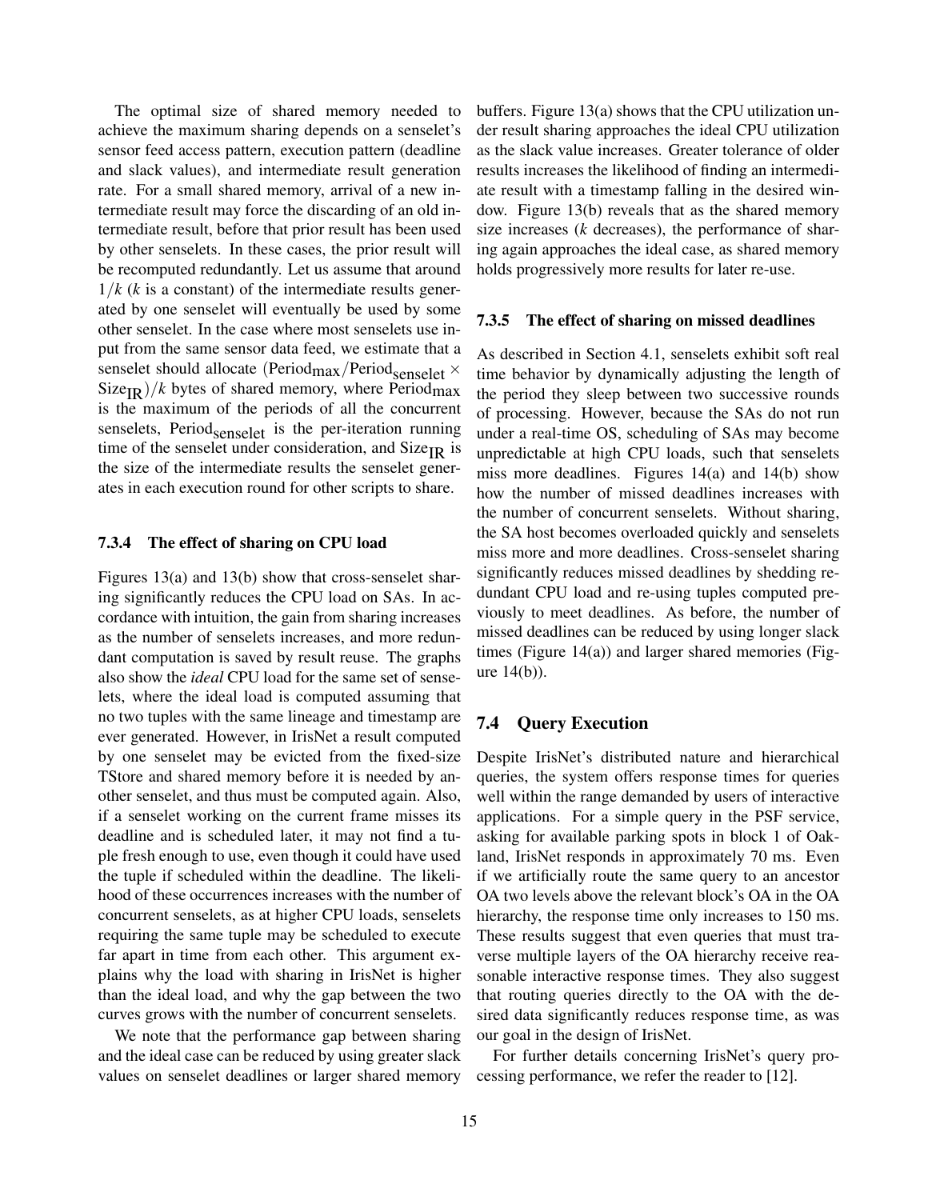The optimal size of shared memory needed to achieve the maximum sharing depends on a senselet's sensor feed access pattern, execution pattern (deadline and slack values), and intermediate result generation rate. For a small shared memory, arrival of a new intermediate result may force the discarding of an old intermediate result, before that prior result has been used by other senselets. In these cases, the prior result will be recomputed redundantly. Let us assume that around $1/k$ ($k$ is a constant) of the intermediate results generated by one senselet will eventually be used by some other senselet. In the case where most senselets use input from the same sensor data feed, we estimate that a senselet should allocate $(\text{Period}_{\text{max}}/\text{Period}_{\text{senselet}} \times \text{Size}_{\text{IR}})/k$ bytes of shared memory, where $\text{Period}_{\text{max}}$ is the maximum of the periods of all the concurrent senselets, $\text{Period}_{\text{senselet}}$ is the per-iteration running time of the senselet under consideration, and $\text{Size}_{\text{IR}}$ is the size of the intermediate results the senselet generates in each execution round for other scripts to share.

#### 7.3.4 The effect of sharing on CPU load

Figures 13(a) and 13(b) show that cross-senselet sharing significantly reduces the CPU load on SAs. In accordance with intuition, the gain from sharing increases as the number of senselets increases, and more redundant computation is saved by result reuse. The graphs also show the *ideal* CPU load for the same set of senselets, where the ideal load is computed assuming that no two tuples with the same lineage and timestamp are ever generated. However, in IrisNet a result computed by one senselet may be evicted from the fixed-size TStore and shared memory before it is needed by another senselet, and thus must be computed again. Also, if a senselet working on the current frame misses its deadline and is scheduled later, it may not find a tuple fresh enough to use, even though it could have used the tuple if scheduled within the deadline. The likelihood of these occurrences increases with the number of concurrent senselets, as at higher CPU loads, senselets requiring the same tuple may be scheduled to execute far apart in time from each other. This argument explains why the load with sharing in IrisNet is higher than the ideal load, and why the gap between the two curves grows with the number of concurrent senselets.

We note that the performance gap between sharing and the ideal case can be reduced by using greater slack values on senselet deadlines or larger shared memory buffers. Figure 13(a) shows that the CPU utilization under result sharing approaches the ideal CPU utilization as the slack value increases. Greater tolerance of older results increases the likelihood of finding an intermediate result with a timestamp falling in the desired window. Figure 13(b) reveals that as the shared memory size increases ($k$ decreases), the performance of sharing again approaches the ideal case, as shared memory holds progressively more results for later re-use.

#### 7.3.5 The effect of sharing on missed deadlines

As described in Section 4.1, senselets exhibit soft real time behavior by dynamically adjusting the length of the period they sleep between two successive rounds of processing. However, because the SAs do not run under a real-time OS, scheduling of SAs may become unpredictable at high CPU loads, such that senselets miss more deadlines. Figures 14(a) and 14(b) show how the number of missed deadlines increases with the number of concurrent senselets. Without sharing, the SA host becomes overloaded quickly and senselets miss more and more deadlines. Cross-senselet sharing significantly reduces missed deadlines by shedding redundant CPU load and re-using tuples computed previously to meet deadlines. As before, the number of missed deadlines can be reduced by using longer slack times (Figure 14(a)) and larger shared memories (Figure 14(b)).

### 7.4 Query Execution

Despite IrisNet's distributed nature and hierarchical queries, the system offers response times for queries well within the range demanded by users of interactive applications. For a simple query in the PSF service, asking for available parking spots in block 1 of Oakland, IrisNet responds in approximately 70 ms. Even if we artificially route the same query to an ancestor OA two levels above the relevant block's OA in the OA hierarchy, the response time only increases to 150 ms. These results suggest that even queries that must traverse multiple layers of the OA hierarchy receive reasonable interactive response times. They also suggest that routing queries directly to the OA with the desired data significantly reduces response time, as was our goal in the design of IrisNet.

For further details concerning IrisNet's query processing performance, we refer the reader to [12].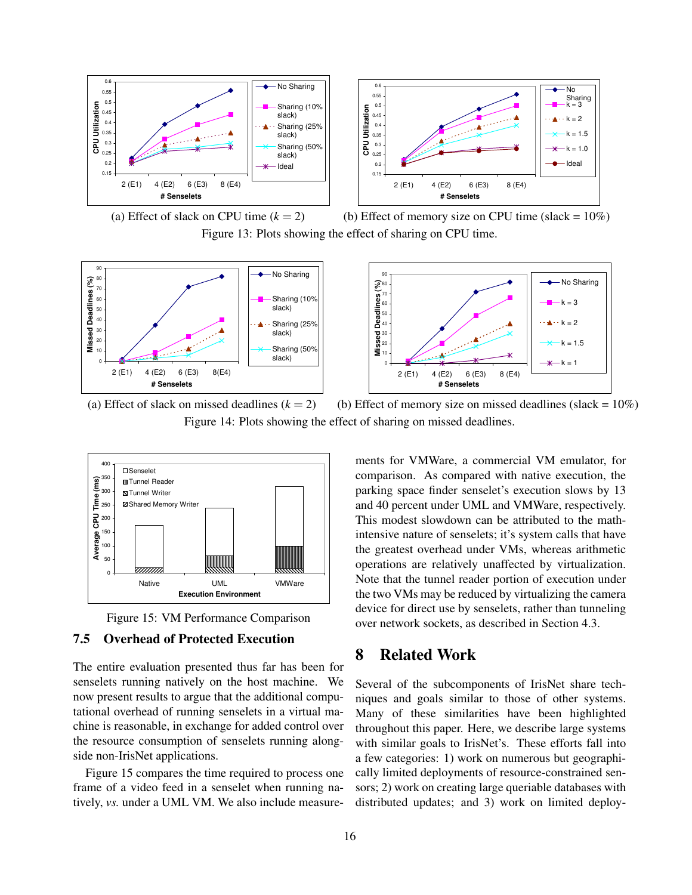(a) Effect of slack on CPU time ($k = 2$)

(b) Effect of memory size on CPU time (slack = 10%)

Figure 13: Plots showing the effect of sharing on CPU time.

(a) Effect of slack on missed deadlines ($k = 2$)

(b) Effect of memory size on missed deadlines (slack = 10%)

Figure 14: Plots showing the effect of sharing on missed deadlines.

Figure 15: VM Performance Comparison

### 7.5 Overhead of Protected Execution

The entire evaluation presented thus far has been for senselets running natively on the host machine. We now present results to argue that the additional computational overhead of running senselets in a virtual machine is reasonable, in exchange for added control over the resource consumption of senselets running alongside non-IrisNet applications.

Figure 15 compares the time required to process one frame of a video feed in a senselet when running natively, *vs.* under a UML VM. We also include measurements for VMWare, a commercial VM emulator, for comparison. As compared with native execution, the parking space finder senselet's execution slows by 13 and 40 percent under UML and VMWare, respectively. This modest slowdown can be attributed to the math-intensive nature of senselets; it's system calls that have the greatest overhead under VMs, whereas arithmetic operations are relatively unaffected by virtualization. Note that the tunnel reader portion of execution under the two VMs may be reduced by virtualizing the camera device for direct use by senselets, rather than tunneling over network sockets, as described in Section 4.3.

## 8 Related Work

Several of the subcomponents of IrisNet share techniques and goals similar to those of other systems. Many of these similarities have been highlighted throughout this paper. Here, we describe large systems with similar goals to IrisNet's. These efforts fall into a few categories: 1) work on numerous but geographically limited deployments of resource-constrained sensors; 2) work on creating large queriable databases with distributed updates; and 3) work on limited deploy-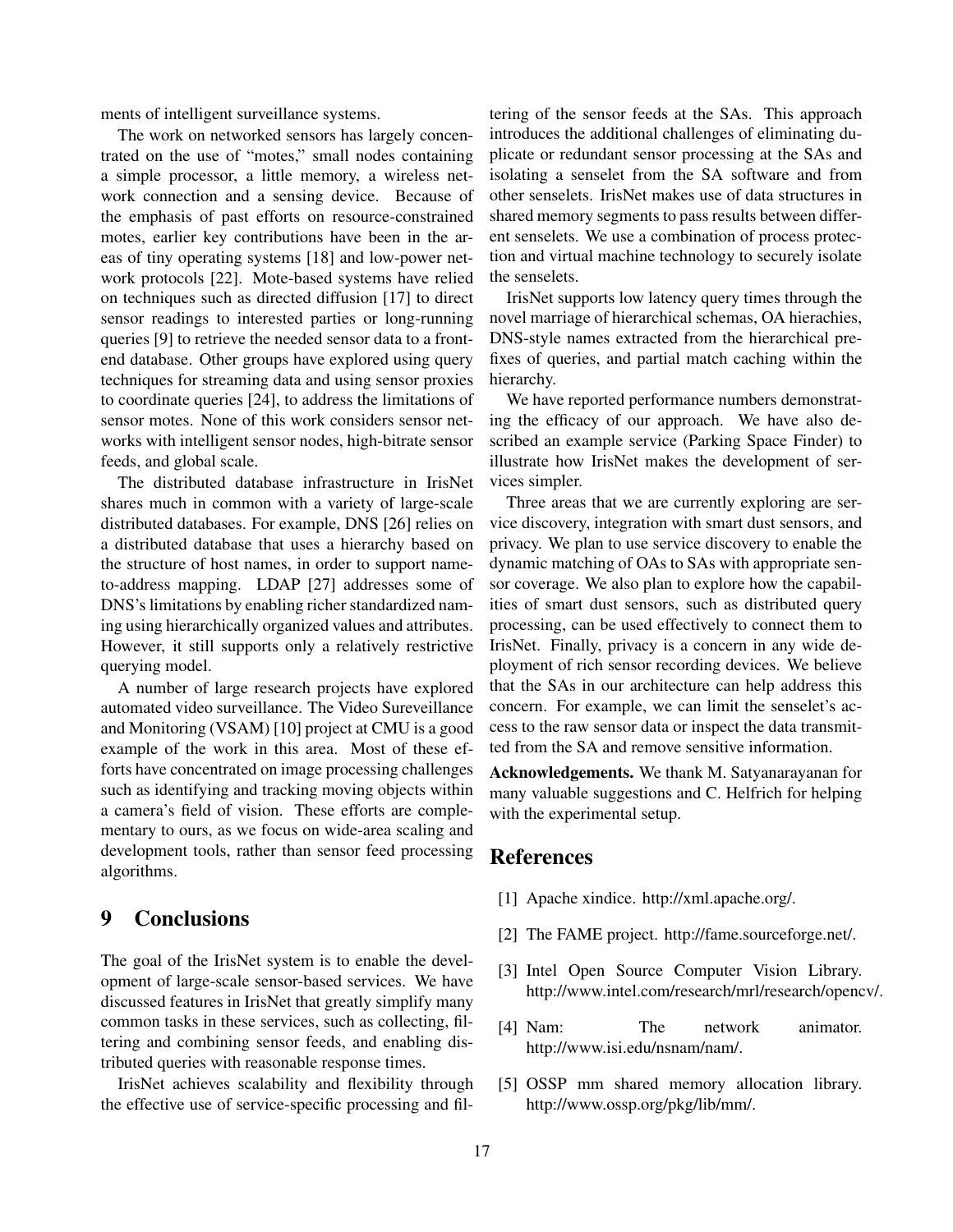ments of intelligent surveillance systems.

The work on networked sensors has largely concentrated on the use of "motes," small nodes containing a simple processor, a little memory, a wireless network connection and a sensing device. Because of the emphasis of past efforts on resource-constrained motes, earlier key contributions have been in the areas of tiny operating systems [18] and low-power network protocols [22]. Mote-based systems have relied on techniques such as directed diffusion [17] to direct sensor readings to interested parties or long-running queries [9] to retrieve the needed sensor data to a front-end database. Other groups have explored using query techniques for streaming data and using sensor proxies to coordinate queries [24], to address the limitations of sensor motes. None of this work considers sensor networks with intelligent sensor nodes, high-bitrate sensor feeds, and global scale.

The distributed database infrastructure in IrisNet shares much in common with a variety of large-scale distributed databases. For example, DNS [26] relies on a distributed database that uses a hierarchy based on the structure of host names, in order to support name-to-address mapping. LDAP [27] addresses some of DNS's limitations by enabling richer standardized naming using hierarchically organized values and attributes. However, it still supports only a relatively restrictive querying model.

A number of large research projects have explored automated video surveillance. The Video Sureveillance and Monitoring (VSAM) [10] project at CMU is a good example of the work in this area. Most of these efforts have concentrated on image processing challenges such as identifying and tracking moving objects within a camera's field of vision. These efforts are complementary to ours, as we focus on wide-area scaling and development tools, rather than sensor feed processing algorithms.

# 9 Conclusions

The goal of the IrisNet system is to enable the development of large-scale sensor-based services. We have discussed features in IrisNet that greatly simplify many common tasks in these services, such as collecting, filtering and combining sensor feeds, and enabling distributed queries with reasonable response times.

IrisNet achieves scalability and flexibility through the effective use of service-specific processing and filtering of the sensor feeds at the SAs. This approach introduces the additional challenges of eliminating duplicate or redundant sensor processing at the SAs and isolating a senselet from the SA software and from other senselets. IrisNet makes use of data structures in shared memory segments to pass results between different senselets. We use a combination of process protection and virtual machine technology to securely isolate the senselets.

IrisNet supports low latency query times through the novel marriage of hierarchical schemas, OA hierachies, DNS-style names extracted from the hierarchical prefixes of queries, and partial match caching within the hierarchy.

We have reported performance numbers demonstrating the efficacy of our approach. We have also described an example service (Parking Space Finder) to illustrate how IrisNet makes the development of services simpler.

Three areas that we are currently exploring are service discovery, integration with smart dust sensors, and privacy. We plan to use service discovery to enable the dynamic matching of OAs to SAs with appropriate sensor coverage. We also plan to explore how the capabilities of smart dust sensors, such as distributed query processing, can be used effectively to connect them to IrisNet. Finally, privacy is a concern in any wide deployment of rich sensor recording devices. We believe that the SAs in our architecture can help address this concern. For example, we can limit the senselet's access to the raw sensor data or inspect the data transmitted from the SA and remove sensitive information.

**Acknowledgements.** We thank M. Satyanarayanan for many valuable suggestions and C. Helfrich for helping with the experimental setup.

# References

[1] Apache xindice. http://xml.apache.org/.

[2] The FAME project. http://fame.sourceforge.net/.

[3] Intel Open Source Computer Vision Library. http://www.intel.com/research/mrl/research/opencv/.

[4] Nam: The network animator. http://www.isi.edu/nsnam/nam/.

[5] OSSP mm shared memory allocation library. http://www.ossp.org/pkg/lib/mm/.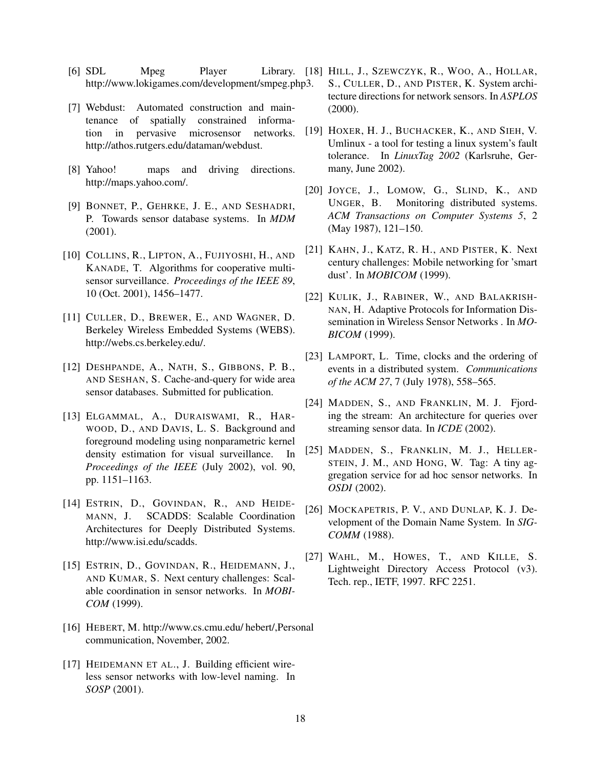[6] SDL Mpeg Player Library. http://www.lokigames.com/development/smpeg.php3.

[7] Webdust: Automated construction and maintenance of spatially constrained information in pervasive microsensor networks. http://athos.rutgers.edu/dataman/webdust.

[8] Yahoo! maps and driving directions. http://maps.yahoo.com/.

[9] BONNET, P., GEHRKE, J. E., AND SESHADRI, P. Towards sensor database systems. In *MDM* (2001).

[10] COLLINS, R., LIPTON, A., FUJIYOSHI, H., AND KANADE, T. Algorithms for cooperative multisensor surveillance. *Proceedings of the IEEE 89*, 10 (Oct. 2001), 1456–1477.

[11] CULLER, D., BREWER, E., AND WAGNER, D. Berkeley Wireless Embedded Systems (WEBS). http://webs.cs.berkeley.edu/.

[12] DESHPANDE, A., NATH, S., GIBBONS, P. B., AND SESHAN, S. Cache-and-query for wide area sensor databases. Submitted for publication.

[13] ELGAMMAL, A., DURAISWAMI, R., HARWOOD, D., AND DAVIS, L. S. Background and foreground modeling using nonparametric kernel density estimation for visual surveillance. In *Proceedings of the IEEE* (July 2002), vol. 90, pp. 1151–1163.

[14] ESTRIN, D., GOVINDAN, R., AND HEIDEMANN, J. SCADDS: Scalable Coordination Architectures for Deeply Distributed Systems. http://www.isi.edu/scadds.

[15] ESTRIN, D., GOVINDAN, R., HEIDEMANN, J., AND KUMAR, S. Next century challenges: Scalable coordination in sensor networks. In *MOBICOM* (1999).

[16] HEBERT, M. http://www.cs.cmu.edu/ hebert/,Personal communication, November, 2002.

[17] HEIDEMANN ET AL., J. Building efficient wireless sensor networks with low-level naming. In *SOSP* (2001).

[18] HILL, J., SZEWCZYK, R., WOO, A., HOLLAR, S., CULLER, D., AND PISTER, K. System architecture directions for network sensors. In *ASPLOS* (2000).

[19] HOXER, H. J., BUCHACKER, K., AND SIEH, V. Umlinux - a tool for testing a linux system's fault tolerance. In *LinuxTag 2002* (Karlsruhe, Germany, June 2002).

[20] JOYCE, J., LOMOW, G., SLIND, K., AND UNGER, B. Monitoring distributed systems. *ACM Transactions on Computer Systems 5*, 2 (May 1987), 121–150.

[21] KAHN, J., KATZ, R. H., AND PISTER, K. Next century challenges: Mobile networking for 'smart dust'. In *MOBICOM* (1999).

[22] KULIK, J., RABINER, W., AND BALAKRISHNAN, H. Adaptive Protocols for Information Dissemination in Wireless Sensor Networks . In *MOBICOM* (1999).

[23] LAMPORT, L. Time, clocks and the ordering of events in a distributed system. *Communications of the ACM 27*, 7 (July 1978), 558–565.

[24] MADDEN, S., AND FRANKLIN, M. J. Fjording the stream: An architecture for queries over streaming sensor data. In *ICDE* (2002).

[25] MADDEN, S., FRANKLIN, M. J., HELLERSTEIN, J. M., AND HONG, W. Tag: A tiny aggregation service for ad hoc sensor networks. In *OSDI* (2002).

[26] MOCKAPETRIS, P. V., AND DUNLAP, K. J. Development of the Domain Name System. In *SIGCOMM* (1988).

[27] WAHL, M., HOWES, T., AND KILLE, S. Lightweight Directory Access Protocol (v3). Tech. rep., IETF, 1997. RFC 2251.